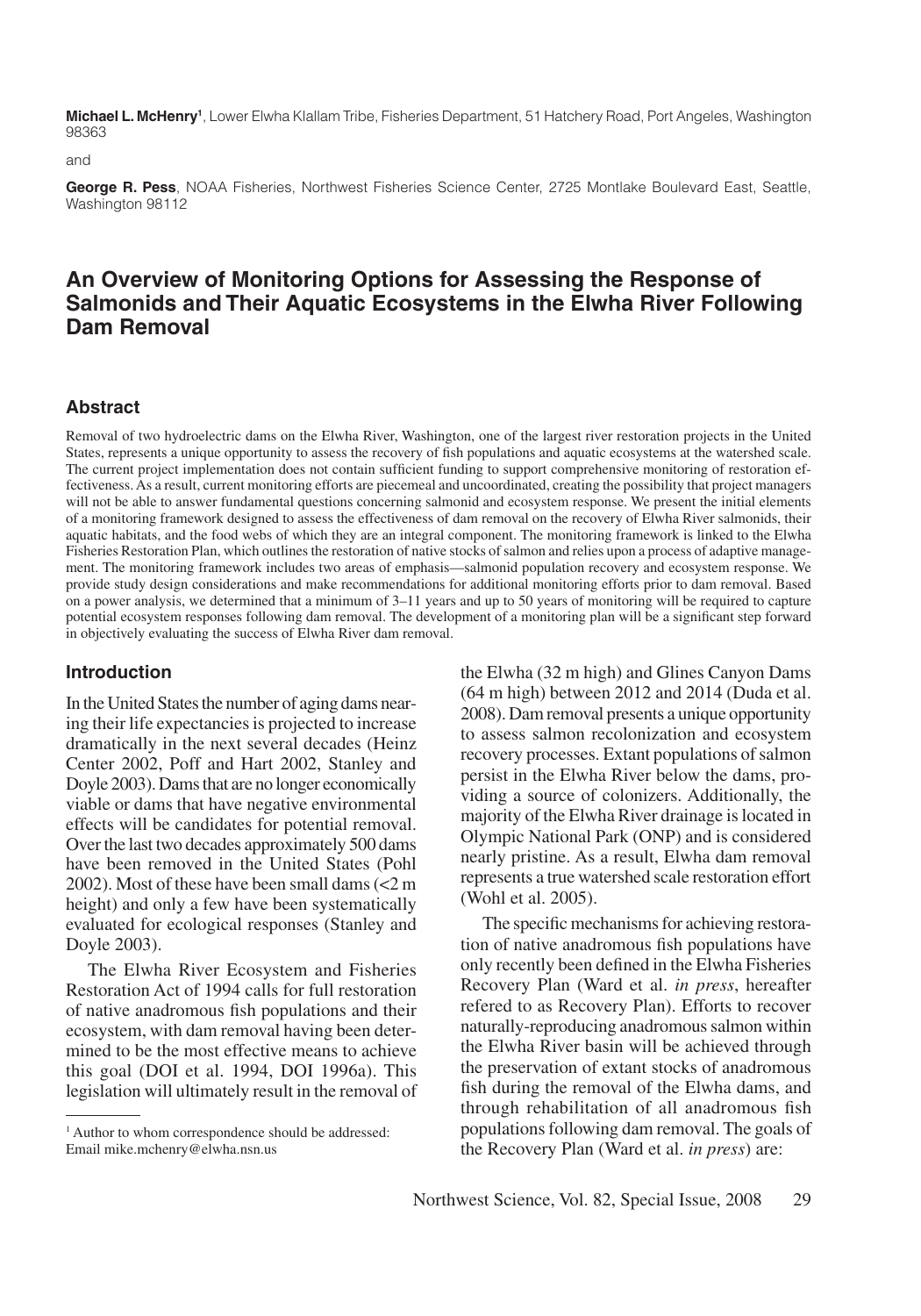**Michael L. McHenry**[1], Lower Elwha Klallam Tribe, Fisheries Department, 51 Hatchery Road, Port Angeles, Washington 98363

and

**George R. Pess**, NOAA Fisheries, Northwest Fisheries Science Center, 2725 Montlake Boulevard East, Seattle, Washington 98112

# An Overview of Monitoring Options for Assessing the Response of Salmonids and Their Aquatic Ecosystems in the Elwha River Following Dam Removal

## Abstract

Removal of two hydroelectric dams on the Elwha River, Washington, one of the largest river restoration projects in the United States, represents a unique opportunity to assess the recovery of fish populations and aquatic ecosystems at the watershed scale. The current project implementation does not contain sufficient funding to support comprehensive monitoring of restoration effectiveness. As a result, current monitoring efforts are piecemeal and uncoordinated, creating the possibility that project managers will not be able to answer fundamental questions concerning salmonid and ecosystem response. We present the initial elements of a monitoring framework designed to assess the effectiveness of dam removal on the recovery of Elwha River salmonids, their aquatic habitats, and the food webs of which they are an integral component. The monitoring framework is linked to the Elwha Fisheries Restoration Plan, which outlines the restoration of native stocks of salmon and relies upon a process of adaptive management. The monitoring framework includes two areas of emphasis—salmonid population recovery and ecosystem response. We provide study design considerations and make recommendations for additional monitoring efforts prior to dam removal. Based on a power analysis, we determined that a minimum of 3–11 years and up to 50 years of monitoring will be required to capture potential ecosystem responses following dam removal. The development of a monitoring plan will be a significant step forward in objectively evaluating the success of Elwha River dam removal.

## Introduction

In the United States the number of aging dams nearing their life expectancies is projected to increase dramatically in the next several decades (Heinz Center 2002, Poff and Hart 2002, Stanley and Doyle 2003). Dams that are no longer economically viable or dams that have negative environmental effects will be candidates for potential removal. Over the last two decades approximately 500 dams have been removed in the United States (Pohl 2002). Most of these have been small dams (<2 m height) and only a few have been systematically evaluated for ecological responses (Stanley and Doyle 2003).

The Elwha River Ecosystem and Fisheries Restoration Act of 1994 calls for full restoration of native anadromous fish populations and their ecosystem, with dam removal having been determined to be the most effective means to achieve this goal (DOI et al. 1994, DOI 1996a). This legislation will ultimately result in the removal of the Elwha (32 m high) and Glines Canyon Dams (64 m high) between 2012 and 2014 (Duda et al. 2008). Dam removal presents a unique opportunity to assess salmon recolonization and ecosystem recovery processes. Extant populations of salmon persist in the Elwha River below the dams, providing a source of colonizers. Additionally, the majority of the Elwha River drainage is located in Olympic National Park (ONP) and is considered nearly pristine. As a result, Elwha dam removal represents a true watershed scale restoration effort (Wohl et al. 2005).

The specific mechanisms for achieving restoration of native anadromous fish populations have only recently been defined in the Elwha Fisheries Recovery Plan (Ward et al. *in press*, hereafter refered to as Recovery Plan). Efforts to recover naturally-reproducing anadromous salmon within the Elwha River basin will be achieved through the preservation of extant stocks of anadromous fish during the removal of the Elwha dams, and through rehabilitation of all anadromous fish populations following dam removal. The goals of the Recovery Plan (Ward et al. *in press*) are:

[1] Author to whom correspondence should be addressed: Email mike.mchenry@elwha.nsn.us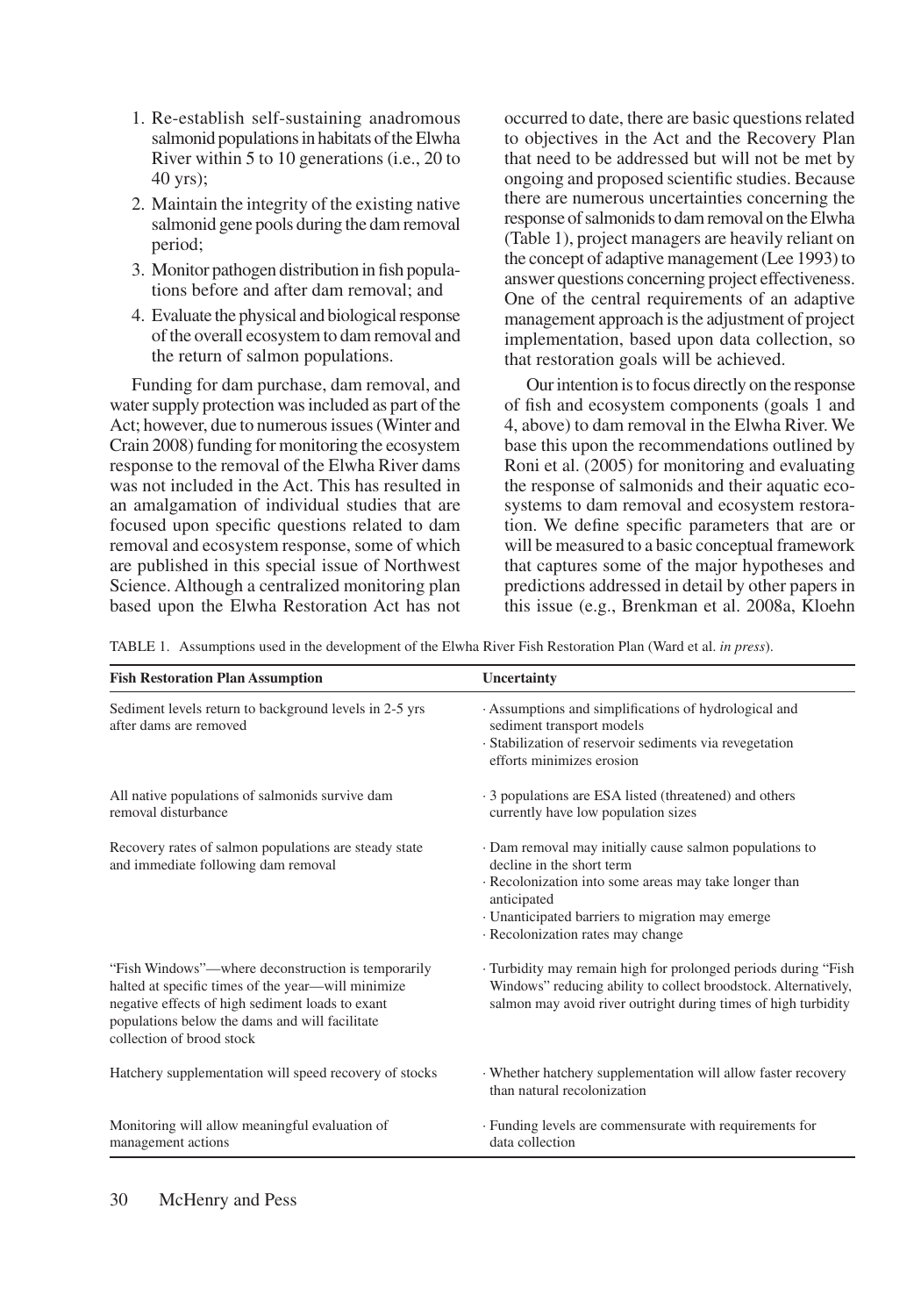1. Re-establish self-sustaining anadromous salmonid populations in habitats of the Elwha River within 5 to 10 generations (i.e., 20 to 40 yrs);
2. Maintain the integrity of the existing native salmonid gene pools during the dam removal period;
3. Monitor pathogen distribution in fish populations before and after dam removal; and
4. Evaluate the physical and biological response of the overall ecosystem to dam removal and the return of salmon populations.

Funding for dam purchase, dam removal, and water supply protection was included as part of the Act; however, due to numerous issues (Winter and Crain 2008) funding for monitoring the ecosystem response to the removal of the Elwha River dams was not included in the Act. This has resulted in an amalgamation of individual studies that are focused upon specific questions related to dam removal and ecosystem response, some of which are published in this special issue of Northwest Science. Although a centralized monitoring plan based upon the Elwha Restoration Act has not occurred to date, there are basic questions related to objectives in the Act and the Recovery Plan that need to be addressed but will not be met by ongoing and proposed scientific studies. Because there are numerous uncertainties concerning the response of salmonids to dam removal on the Elwha (Table 1), project managers are heavily reliant on the concept of adaptive management (Lee 1993) to answer questions concerning project effectiveness. One of the central requirements of an adaptive management approach is the adjustment of project implementation, based upon data collection, so that restoration goals will be achieved.

Our intention is to focus directly on the response of fish and ecosystem components (goals 1 and 4, above) to dam removal in the Elwha River. We base this upon the recommendations outlined by Roni et al. (2005) for monitoring and evaluating the response of salmonids and their aquatic ecosystems to dam removal and ecosystem restoration. We define specific parameters that are or will be measured to a basic conceptual framework that captures some of the major hypotheses and predictions addressed in detail by other papers in this issue (e.g., Brenkman et al. 2008a, Kloehn

TABLE 1. Assumptions used in the development of the Elwha River Fish Restoration Plan (Ward et al. *in press*).

| Fish Restoration Plan Assumption | Uncertainty |
|---|---|
| Sediment levels return to background levels in 2-5 yrs after dams are removed | · Assumptions and simplifications of hydrological and sediment transport models<br>· Stabilization of reservoir sediments via revegetation efforts minimizes erosion |
| All native populations of salmonids survive dam removal disturbance | · 3 populations are ESA listed (threatened) and others currently have low population sizes |
| Recovery rates of salmon populations are steady state and immediate following dam removal | · Dam removal may initially cause salmon populations to decline in the short term<br>· Recolonization into some areas may take longer than anticipated<br>· Unanticipated barriers to migration may emerge<br>· Recolonization rates may change |
| "Fish Windows"—where deconstruction is temporarily halted at specific times of the year—will minimize negative effects of high sediment loads to exant populations below the dams and will facilitate collection of brood stock | · Turbidity may remain high for prolonged periods during "Fish Windows" reducing ability to collect broodstock. Alternatively, salmon may avoid river outright during times of high turbidity |
| Hatchery supplementation will speed recovery of stocks | · Whether hatchery supplementation will allow faster recovery than natural recolonization |
| Monitoring will allow meaningful evaluation of management actions | · Funding levels are commensurate with requirements for data collection |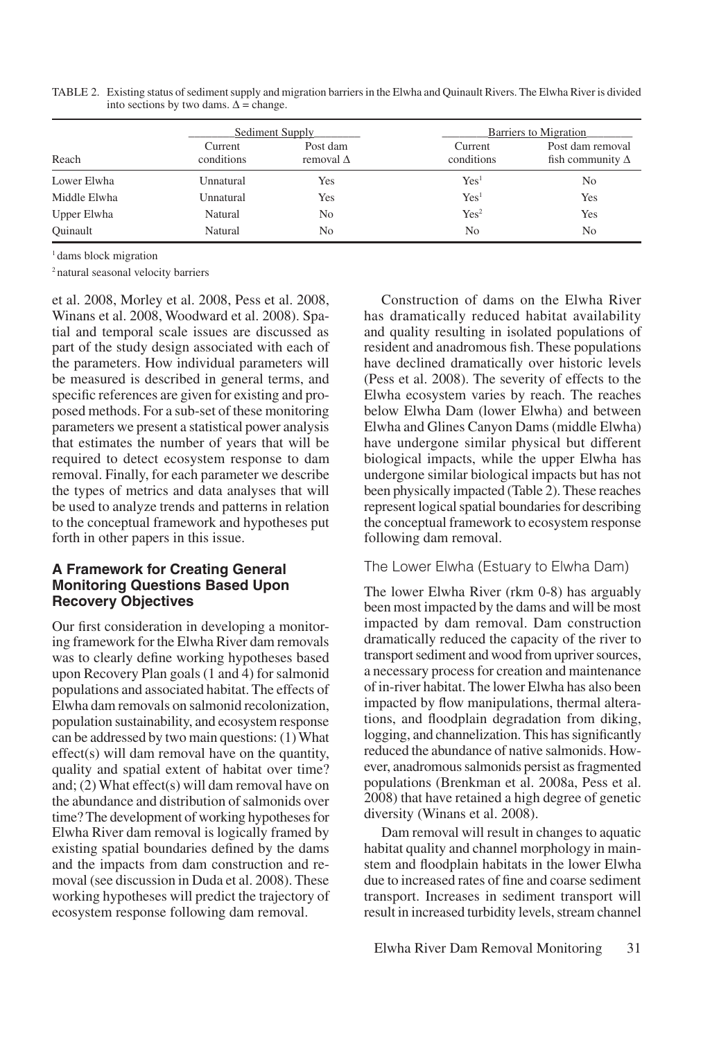TABLE 2. Existing status of sediment supply and migration barriers in the Elwha and Quinault Rivers. The Elwha River is divided into sections by two dams. Δ = change.

| Reach | Sediment Supply | | Barriers to Migration | |
|---|---|---|---|---|
| | Current conditions | Post dam removal Δ | Current conditions | Post dam removal fish community Δ |
| Lower Elwha | Unnatural | Yes | Yes[1] | No |
| Middle Elwha | Unnatural | Yes | Yes[1] | Yes |
| Upper Elwha | Natural | No | Yes[2] | Yes |
| Quinault | Natural | No | No | No |

[1] dams block migration

[2] natural seasonal velocity barriers

et al. 2008, Morley et al. 2008, Pess et al. 2008, Winans et al. 2008, Woodward et al. 2008). Spatial and temporal scale issues are discussed as part of the study design associated with each of the parameters. How individual parameters will be measured is described in general terms, and specific references are given for existing and proposed methods. For a sub-set of these monitoring parameters we present a statistical power analysis that estimates the number of years that will be required to detect ecosystem response to dam removal. Finally, for each parameter we describe the types of metrics and data analyses that will be used to analyze trends and patterns in relation to the conceptual framework and hypotheses put forth in other papers in this issue.

## A Framework for Creating General Monitoring Questions Based Upon Recovery Objectives

Our first consideration in developing a monitoring framework for the Elwha River dam removals was to clearly define working hypotheses based upon Recovery Plan goals (1 and 4) for salmonid populations and associated habitat. The effects of Elwha dam removals on salmonid recolonization, population sustainability, and ecosystem response can be addressed by two main questions: (1) What effect(s) will dam removal have on the quantity, quality and spatial extent of habitat over time? and; (2) What effect(s) will dam removal have on the abundance and distribution of salmonids over time? The development of working hypotheses for Elwha River dam removal is logically framed by existing spatial boundaries defined by the dams and the impacts from dam construction and removal (see discussion in Duda et al. 2008). These working hypotheses will predict the trajectory of ecosystem response following dam removal.

Construction of dams on the Elwha River has dramatically reduced habitat availability and quality resulting in isolated populations of resident and anadromous fish. These populations have declined dramatically over historic levels (Pess et al. 2008). The severity of effects to the Elwha ecosystem varies by reach. The reaches below Elwha Dam (lower Elwha) and between Elwha and Glines Canyon Dams (middle Elwha) have undergone similar physical but different biological impacts, while the upper Elwha has undergone similar biological impacts but has not been physically impacted (Table 2). These reaches represent logical spatial boundaries for describing the conceptual framework to ecosystem response following dam removal.

### The Lower Elwha (Estuary to Elwha Dam)

The lower Elwha River (rkm 0-8) has arguably been most impacted by the dams and will be most impacted by dam removal. Dam construction dramatically reduced the capacity of the river to transport sediment and wood from upriver sources, a necessary process for creation and maintenance of in-river habitat. The lower Elwha has also been impacted by flow manipulations, thermal alterations, and floodplain degradation from diking, logging, and channelization. This has significantly reduced the abundance of native salmonids. However, anadromous salmonids persist as fragmented populations (Brenkman et al. 2008a, Pess et al. 2008) that have retained a high degree of genetic diversity (Winans et al. 2008).

Dam removal will result in changes to aquatic habitat quality and channel morphology in mainstem and floodplain habitats in the lower Elwha due to increased rates of fine and coarse sediment transport. Increases in sediment transport will result in increased turbidity levels, stream channel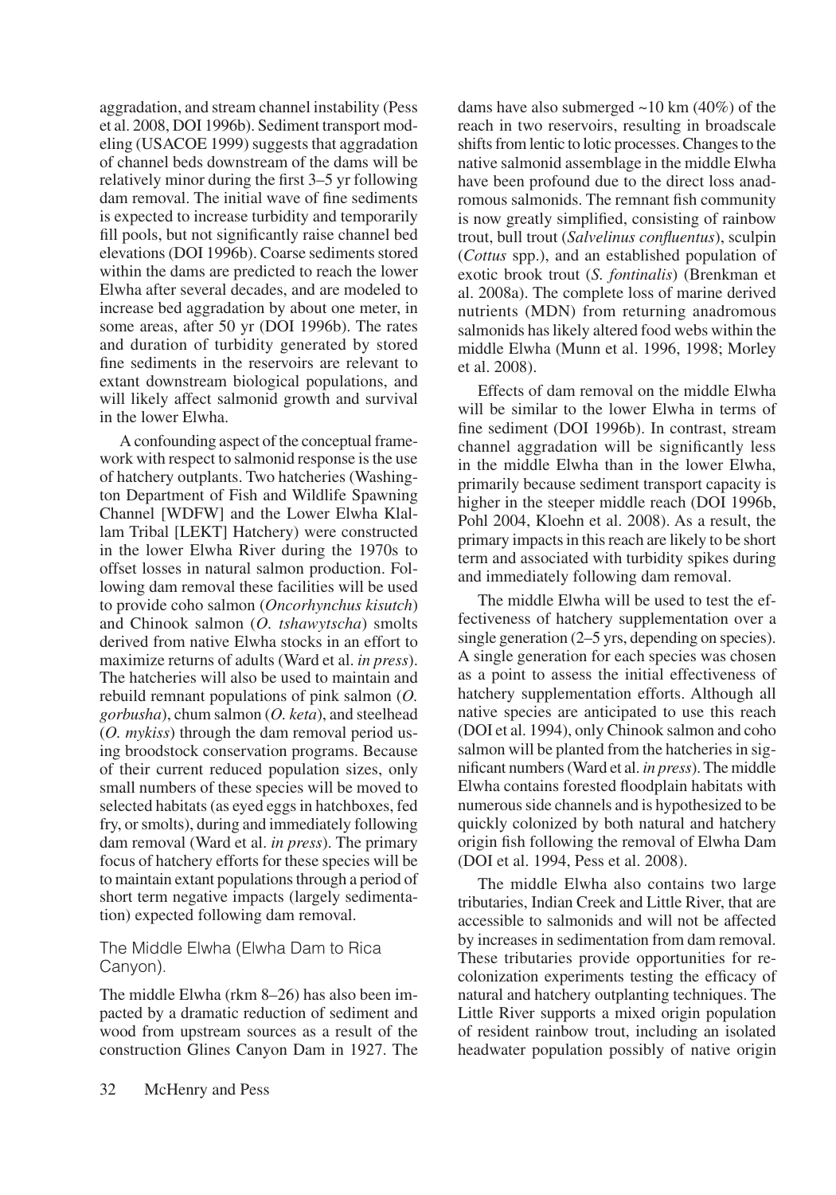aggradation, and stream channel instability (Pess et al. 2008, DOI 1996b). Sediment transport modeling (USACOE 1999) suggests that aggradation of channel beds downstream of the dams will be relatively minor during the first 3–5 yr following dam removal. The initial wave of fine sediments is expected to increase turbidity and temporarily fill pools, but not significantly raise channel bed elevations (DOI 1996b). Coarse sediments stored within the dams are predicted to reach the lower Elwha after several decades, and are modeled to increase bed aggradation by about one meter, in some areas, after 50 yr (DOI 1996b). The rates and duration of turbidity generated by stored fine sediments in the reservoirs are relevant to extant downstream biological populations, and will likely affect salmonid growth and survival in the lower Elwha.

A confounding aspect of the conceptual framework with respect to salmonid response is the use of hatchery outplants. Two hatcheries (Washington Department of Fish and Wildlife Spawning Channel [WDFW] and the Lower Elwha Klallam Tribal [LEKT] Hatchery) were constructed in the lower Elwha River during the 1970s to offset losses in natural salmon production. Following dam removal these facilities will be used to provide coho salmon (*Oncorhynchus kisutch*) and Chinook salmon (*O. tshawytscha*) smolts derived from native Elwha stocks in an effort to maximize returns of adults (Ward et al. *in press*). The hatcheries will also be used to maintain and rebuild remnant populations of pink salmon (*O. gorbusha*), chum salmon (*O. keta*), and steelhead (*O. mykiss*) through the dam removal period using broodstock conservation programs. Because of their current reduced population sizes, only small numbers of these species will be moved to selected habitats (as eyed eggs in hatchboxes, fed fry, or smolts), during and immediately following dam removal (Ward et al. *in press*). The primary focus of hatchery efforts for these species will be to maintain extant populations through a period of short term negative impacts (largely sedimentation) expected following dam removal.

### The Middle Elwha (Elwha Dam to Rica Canyon).

The middle Elwha (rkm 8–26) has also been impacted by a dramatic reduction of sediment and wood from upstream sources as a result of the construction Glines Canyon Dam in 1927. The dams have also submerged ~10 km (40%) of the reach in two reservoirs, resulting in broadscale shifts from lentic to lotic processes. Changes to the native salmonid assemblage in the middle Elwha have been profound due to the direct loss anadromous salmonids. The remnant fish community is now greatly simplified, consisting of rainbow trout, bull trout (*Salvelinus confluentus*), sculpin (*Cottus* spp.), and an established population of exotic brook trout (*S. fontinalis*) (Brenkman et al. 2008a). The complete loss of marine derived nutrients (MDN) from returning anadromous salmonids has likely altered food webs within the middle Elwha (Munn et al. 1996, 1998; Morley et al. 2008).

Effects of dam removal on the middle Elwha will be similar to the lower Elwha in terms of fine sediment (DOI 1996b). In contrast, stream channel aggradation will be significantly less in the middle Elwha than in the lower Elwha, primarily because sediment transport capacity is higher in the steeper middle reach (DOI 1996b, Pohl 2004, Kloehn et al. 2008). As a result, the primary impacts in this reach are likely to be short term and associated with turbidity spikes during and immediately following dam removal.

The middle Elwha will be used to test the effectiveness of hatchery supplementation over a single generation (2–5 yrs, depending on species). A single generation for each species was chosen as a point to assess the initial effectiveness of hatchery supplementation efforts. Although all native species are anticipated to use this reach (DOI et al. 1994), only Chinook salmon and coho salmon will be planted from the hatcheries in significant numbers (Ward et al. *in press*). The middle Elwha contains forested floodplain habitats with numerous side channels and is hypothesized to be quickly colonized by both natural and hatchery origin fish following the removal of Elwha Dam (DOI et al. 1994, Pess et al. 2008).

The middle Elwha also contains two large tributaries, Indian Creek and Little River, that are accessible to salmonids and will not be affected by increases in sedimentation from dam removal. These tributaries provide opportunities for recolonization experiments testing the efficacy of natural and hatchery outplanting techniques. The Little River supports a mixed origin population of resident rainbow trout, including an isolated headwater population possibly of native origin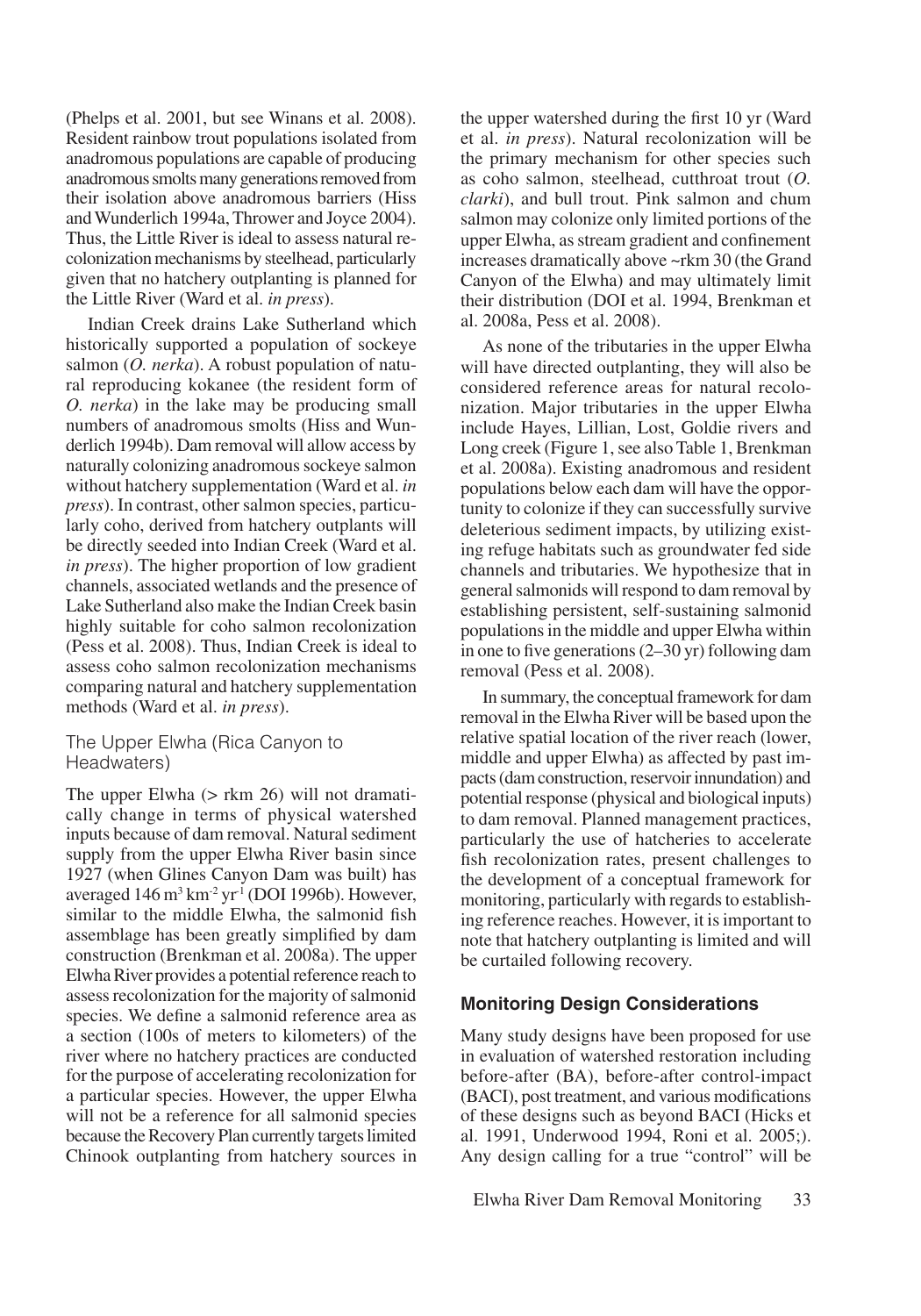(Phelps et al. 2001, but see Winans et al. 2008). Resident rainbow trout populations isolated from anadromous populations are capable of producing anadromous smolts many generations removed from their isolation above anadromous barriers (Hiss and Wunderlich 1994a, Thrower and Joyce 2004). Thus, the Little River is ideal to assess natural recolonization mechanisms by steelhead, particularly given that no hatchery outplanting is planned for the Little River (Ward et al. *in press*).

Indian Creek drains Lake Sutherland which historically supported a population of sockeye salmon (*O. nerka*). A robust population of natural reproducing kokanee (the resident form of *O. nerka*) in the lake may be producing small numbers of anadromous smolts (Hiss and Wunderlich 1994b). Dam removal will allow access by naturally colonizing anadromous sockeye salmon without hatchery supplementation (Ward et al. *in press*). In contrast, other salmon species, particularly coho, derived from hatchery outplants will be directly seeded into Indian Creek (Ward et al. *in press*). The higher proportion of low gradient channels, associated wetlands and the presence of Lake Sutherland also make the Indian Creek basin highly suitable for coho salmon recolonization (Pess et al. 2008). Thus, Indian Creek is ideal to assess coho salmon recolonization mechanisms comparing natural and hatchery supplementation methods (Ward et al. *in press*).

### The Upper Elwha (Rica Canyon to Headwaters)

The upper Elwha (> rkm 26) will not dramatically change in terms of physical watershed inputs because of dam removal. Natural sediment supply from the upper Elwha River basin since 1927 (when Glines Canyon Dam was built) has averaged 146 $m^3 km^{-2} yr^{-1}$ (DOI 1996b). However, similar to the middle Elwha, the salmonid fish assemblage has been greatly simplified by dam construction (Brenkman et al. 2008a). The upper Elwha River provides a potential reference reach to assess recolonization for the majority of salmonid species. We define a salmonid reference area as a section (100s of meters to kilometers) of the river where no hatchery practices are conducted for the purpose of accelerating recolonization for a particular species. However, the upper Elwha will not be a reference for all salmonid species because the Recovery Plan currently targets limited Chinook outplanting from hatchery sources in the upper watershed during the first 10 yr (Ward et al. *in press*). Natural recolonization will be the primary mechanism for other species such as coho salmon, steelhead, cutthroat trout (*O. clarki*), and bull trout. Pink salmon and chum salmon may colonize only limited portions of the upper Elwha, as stream gradient and confinement increases dramatically above ~rkm 30 (the Grand Canyon of the Elwha) and may ultimately limit their distribution (DOI et al. 1994, Brenkman et al. 2008a, Pess et al. 2008).

As none of the tributaries in the upper Elwha will have directed outplanting, they will also be considered reference areas for natural recolonization. Major tributaries in the upper Elwha include Hayes, Lillian, Lost, Goldie rivers and Long creek (Figure 1, see also Table 1, Brenkman et al. 2008a). Existing anadromous and resident populations below each dam will have the opportunity to colonize if they can successfully survive deleterious sediment impacts, by utilizing existing refuge habitats such as groundwater fed side channels and tributaries. We hypothesize that in general salmonids will respond to dam removal by establishing persistent, self-sustaining salmonid populations in the middle and upper Elwha within in one to five generations (2–30 yr) following dam removal (Pess et al. 2008).

In summary, the conceptual framework for dam removal in the Elwha River will be based upon the relative spatial location of the river reach (lower, middle and upper Elwha) as affected by past impacts (dam construction, reservoir innundation) and potential response (physical and biological inputs) to dam removal. Planned management practices, particularly the use of hatcheries to accelerate fish recolonization rates, present challenges to the development of a conceptual framework for monitoring, particularly with regards to establishing reference reaches. However, it is important to note that hatchery outplanting is limited and will be curtailed following recovery.

## Monitoring Design Considerations

Many study designs have been proposed for use in evaluation of watershed restoration including before-after (BA), before-after control-impact (BACI), post treatment, and various modifications of these designs such as beyond BACI (Hicks et al. 1991, Underwood 1994, Roni et al. 2005;). Any design calling for a true "control" will be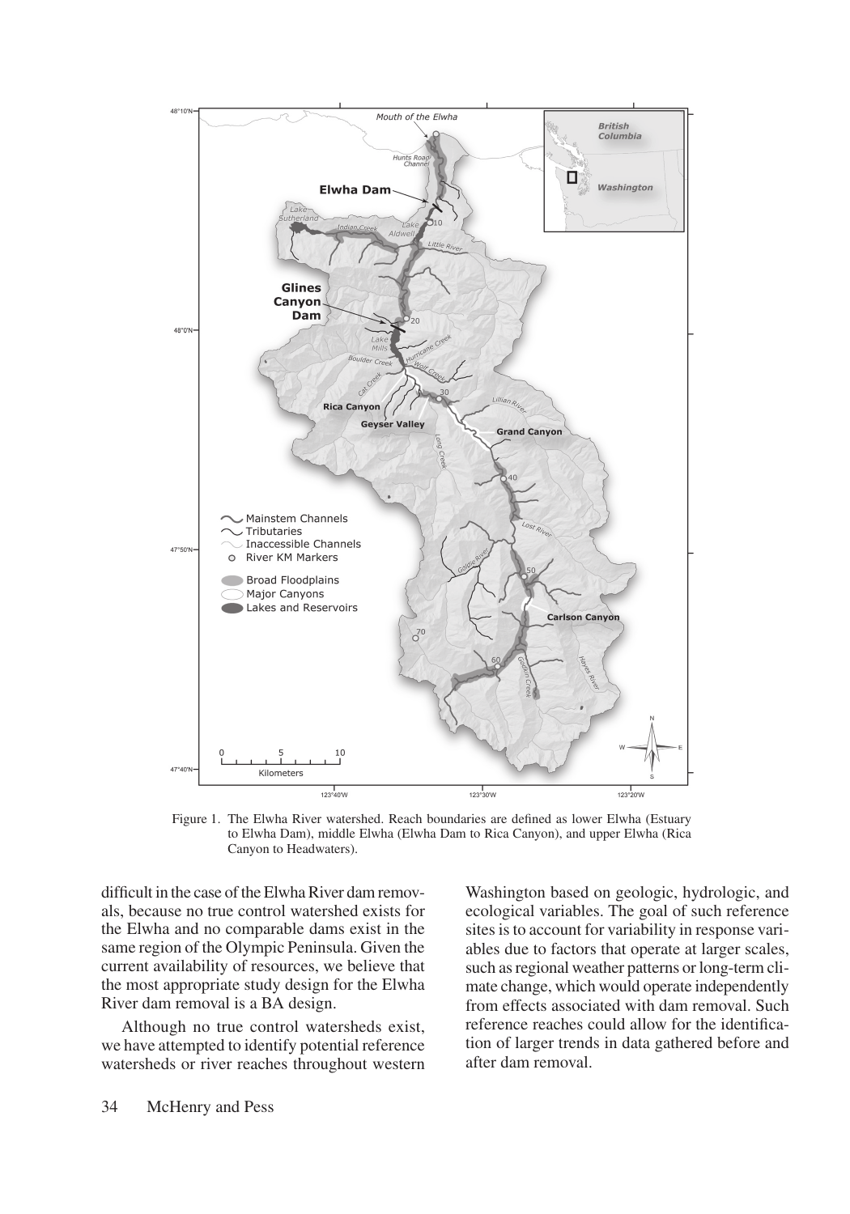Figure 1. The Elwha River watershed. Reach boundaries are defined as lower Elwha (Estuary to Elwha Dam), middle Elwha (Elwha Dam to Rica Canyon), and upper Elwha (Rica Canyon to Headwaters).

difficult in the case of the Elwha River dam removals, because no true control watershed exists for the Elwha and no comparable dams exist in the same region of the Olympic Peninsula. Given the current availability of resources, we believe that the most appropriate study design for the Elwha River dam removal is a BA design.

Although no true control watersheds exist, we have attempted to identify potential reference watersheds or river reaches throughout western Washington based on geologic, hydrologic, and ecological variables. The goal of such reference sites is to account for variability in response variables due to factors that operate at larger scales, such as regional weather patterns or long-term climate change, which would operate independently from effects associated with dam removal. Such reference reaches could allow for the identification of larger trends in data gathered before and after dam removal.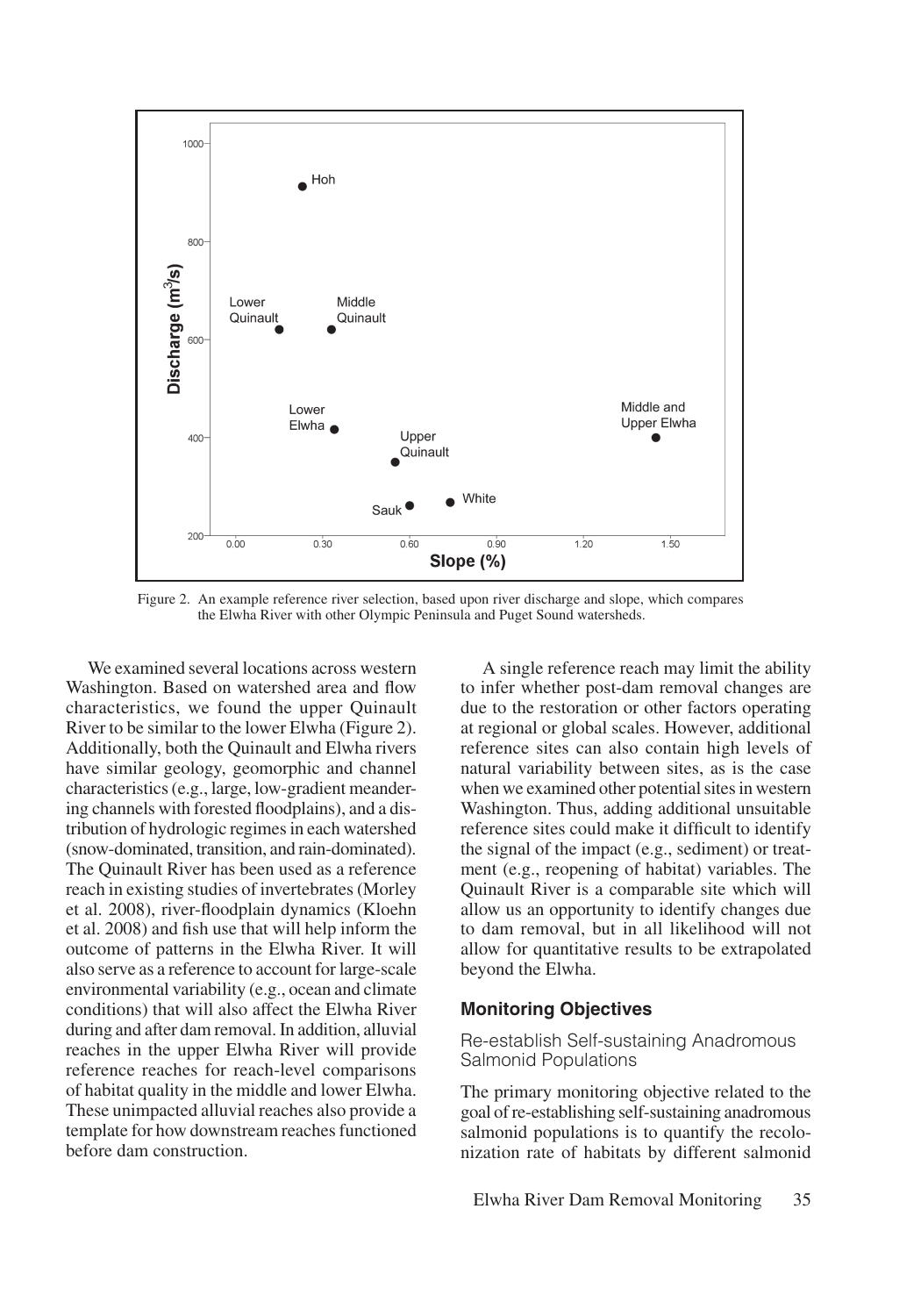Figure 2. An example reference river selection, based upon river discharge and slope, which compares the Elwha River with other Olympic Peninsula and Puget Sound watersheds.

We examined several locations across western Washington. Based on watershed area and flow characteristics, we found the upper Quinault River to be similar to the lower Elwha (Figure 2). Additionally, both the Quinault and Elwha rivers have similar geology, geomorphic and channel characteristics (e.g., large, low-gradient meandering channels with forested floodplains), and a distribution of hydrologic regimes in each watershed (snow-dominated, transition, and rain-dominated). The Quinault River has been used as a reference reach in existing studies of invertebrates (Morley et al. 2008), river-floodplain dynamics (Kloehn et al. 2008) and fish use that will help inform the outcome of patterns in the Elwha River. It will also serve as a reference to account for large-scale environmental variability (e.g., ocean and climate conditions) that will also affect the Elwha River during and after dam removal. In addition, alluvial reaches in the upper Elwha River will provide reference reaches for reach-level comparisons of habitat quality in the middle and lower Elwha. These unimpacted alluvial reaches also provide a template for how downstream reaches functioned before dam construction.

A single reference reach may limit the ability to infer whether post-dam removal changes are due to the restoration or other factors operating at regional or global scales. However, additional reference sites can also contain high levels of natural variability between sites, as is the case when we examined other potential sites in western Washington. Thus, adding additional unsuitable reference sites could make it difficult to identify the signal of the impact (e.g., sediment) or treatment (e.g., reopening of habitat) variables. The Quinault River is a comparable site which will allow us an opportunity to identify changes due to dam removal, but in all likelihood will not allow for quantitative results to be extrapolated beyond the Elwha.

## Monitoring Objectives

### Re-establish Self-sustaining Anadromous Salmonid Populations

The primary monitoring objective related to the goal of re-establishing self-sustaining anadromous salmonid populations is to quantify the recolonization rate of habitats by different salmonid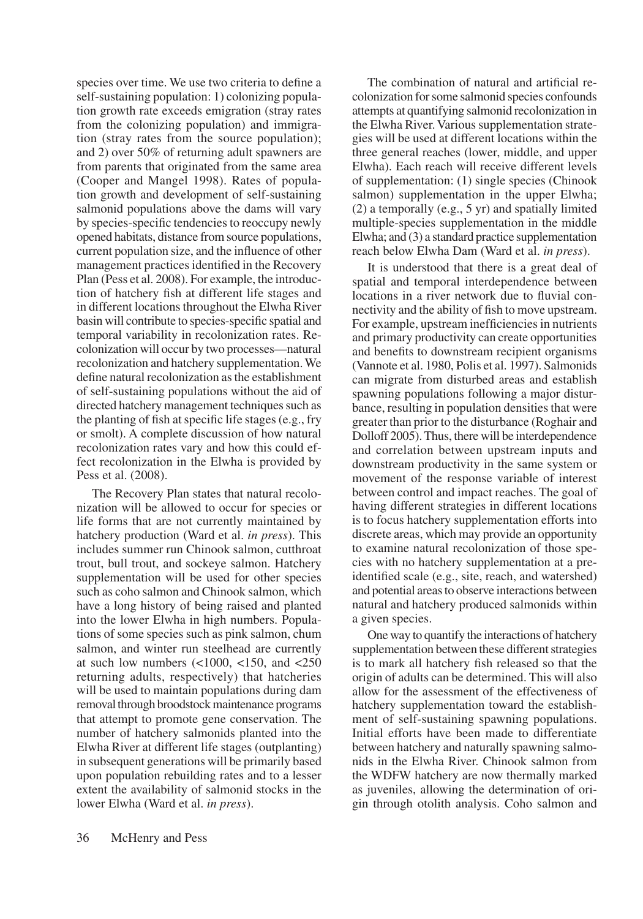species over time. We use two criteria to define a self-sustaining population: 1) colonizing population growth rate exceeds emigration (stray rates from the colonizing population) and immigration (stray rates from the source population); and 2) over 50% of returning adult spawners are from parents that originated from the same area (Cooper and Mangel 1998). Rates of population growth and development of self-sustaining salmonid populations above the dams will vary by species-specific tendencies to reoccupy newly opened habitats, distance from source populations, current population size, and the influence of other management practices identified in the Recovery Plan (Pess et al. 2008). For example, the introduction of hatchery fish at different life stages and in different locations throughout the Elwha River basin will contribute to species-specific spatial and temporal variability in recolonization rates. Recolonization will occur by two processes—natural recolonization and hatchery supplementation. We define natural recolonization as the establishment of self-sustaining populations without the aid of directed hatchery management techniques such as the planting of fish at specific life stages (e.g., fry or smolt). A complete discussion of how natural recolonization rates vary and how this could effect recolonization in the Elwha is provided by Pess et al. (2008).

The Recovery Plan states that natural recolonization will be allowed to occur for species or life forms that are not currently maintained by hatchery production (Ward et al. *in press*). This includes summer run Chinook salmon, cutthroat trout, bull trout, and sockeye salmon. Hatchery supplementation will be used for other species such as coho salmon and Chinook salmon, which have a long history of being raised and planted into the lower Elwha in high numbers. Populations of some species such as pink salmon, chum salmon, and winter run steelhead are currently at such low numbers (<1000, <150, and <250 returning adults, respectively) that hatcheries will be used to maintain populations during dam removal through broodstock maintenance programs that attempt to promote gene conservation. The number of hatchery salmonids planted into the Elwha River at different life stages (outplanting) in subsequent generations will be primarily based upon population rebuilding rates and to a lesser extent the availability of salmonid stocks in the lower Elwha (Ward et al. *in press*).

The combination of natural and artificial recolonization for some salmonid species confounds attempts at quantifying salmonid recolonization in the Elwha River. Various supplementation strategies will be used at different locations within the three general reaches (lower, middle, and upper Elwha). Each reach will receive different levels of supplementation: (1) single species (Chinook salmon) supplementation in the upper Elwha; (2) a temporally (e.g., 5 yr) and spatially limited multiple-species supplementation in the middle Elwha; and (3) a standard practice supplementation reach below Elwha Dam (Ward et al. *in press*).

It is understood that there is a great deal of spatial and temporal interdependence between locations in a river network due to fluvial connectivity and the ability of fish to move upstream. For example, upstream inefficiencies in nutrients and primary productivity can create opportunities and benefits to downstream recipient organisms (Vannote et al. 1980, Polis et al. 1997). Salmonids can migrate from disturbed areas and establish spawning populations following a major disturbance, resulting in population densities that were greater than prior to the disturbance (Roghair and Dolloff 2005). Thus, there will be interdependence and correlation between upstream inputs and downstream productivity in the same system or movement of the response variable of interest between control and impact reaches. The goal of having different strategies in different locations is to focus hatchery supplementation efforts into discrete areas, which may provide an opportunity to examine natural recolonization of those species with no hatchery supplementation at a pre-identified scale (e.g., site, reach, and watershed) and potential areas to observe interactions between natural and hatchery produced salmonids within a given species.

One way to quantify the interactions of hatchery supplementation between these different strategies is to mark all hatchery fish released so that the origin of adults can be determined. This will also allow for the assessment of the effectiveness of hatchery supplementation toward the establishment of self-sustaining spawning populations. Initial efforts have been made to differentiate between hatchery and naturally spawning salmonids in the Elwha River. Chinook salmon from the WDFW hatchery are now thermally marked as juveniles, allowing the determination of origin through otolith analysis. Coho salmon and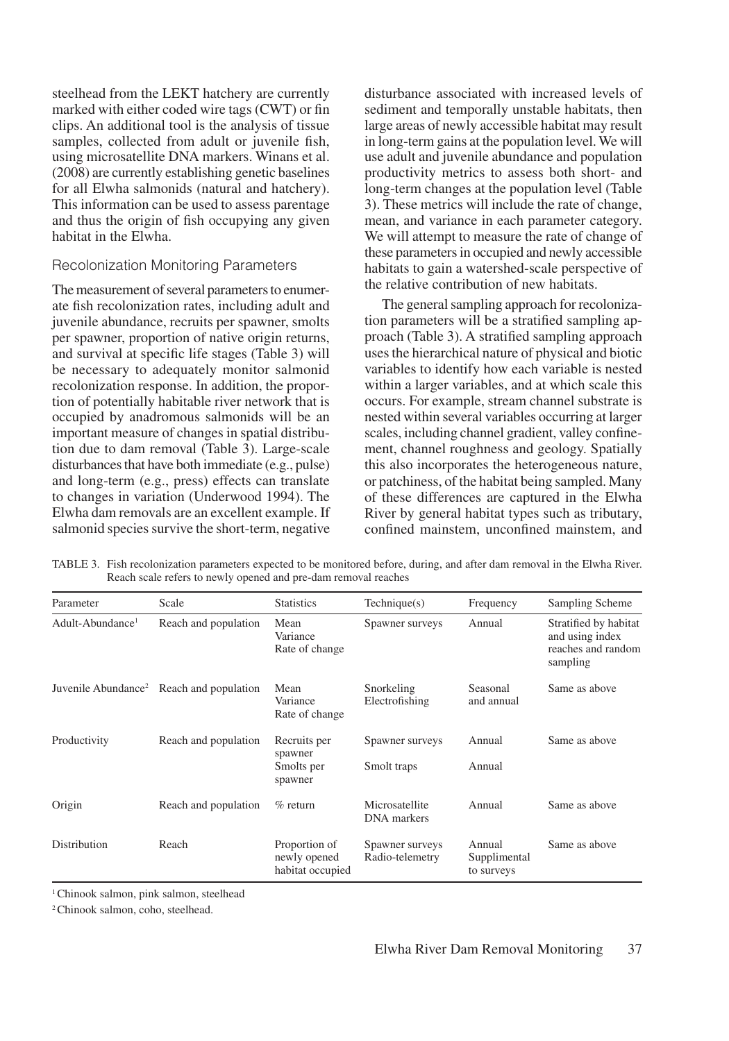steelhead from the LEKT hatchery are currently marked with either coded wire tags (CWT) or fin clips. An additional tool is the analysis of tissue samples, collected from adult or juvenile fish, using microsatellite DNA markers. Winans et al. (2008) are currently establishing genetic baselines for all Elwha salmonids (natural and hatchery). This information can be used to assess parentage and thus the origin of fish occupying any given habitat in the Elwha.

### Recolonization Monitoring Parameters

The measurement of several parameters to enumerate fish recolonization rates, including adult and juvenile abundance, recruits per spawner, smolts per spawner, proportion of native origin returns, and survival at specific life stages (Table 3) will be necessary to adequately monitor salmonid recolonization response. In addition, the proportion of potentially habitable river network that is occupied by anadromous salmonids will be an important measure of changes in spatial distribution due to dam removal (Table 3). Large-scale disturbances that have both immediate (e.g., pulse) and long-term (e.g., press) effects can translate to changes in variation (Underwood 1994). The Elwha dam removals are an excellent example. If salmonid species survive the short-term, negative disturbance associated with increased levels of sediment and temporally unstable habitats, then large areas of newly accessible habitat may result in long-term gains at the population level. We will use adult and juvenile abundance and population productivity metrics to assess both short- and long-term changes at the population level (Table 3). These metrics will include the rate of change, mean, and variance in each parameter category. We will attempt to measure the rate of change of these parameters in occupied and newly accessible habitats to gain a watershed-scale perspective of the relative contribution of new habitats.

The general sampling approach for recolonization parameters will be a stratified sampling approach (Table 3). A stratified sampling approach uses the hierarchical nature of physical and biotic variables to identify how each variable is nested within a larger variables, and at which scale this occurs. For example, stream channel substrate is nested within several variables occurring at larger scales, including channel gradient, valley confinement, channel roughness and geology. Spatially this also incorporates the heterogeneous nature, or patchiness, of the habitat being sampled. Many of these differences are captured in the Elwha River by general habitat types such as tributary, confined mainstem, unconfined mainstem, and

TABLE 3. Fish recolonization parameters expected to be monitored before, during, and after dam removal in the Elwha River. Reach scale refers to newly opened and pre-dam removal reaches

| Parameter | Scale | Statistics | Technique(s) | Frequency | Sampling Scheme |
|---|---|---|---|---|---|
| Adult-Abundance[1] | Reach and population | Mean<br>Variance<br>Rate of change | Spawner surveys | Annual | Stratified by habitat and using index reaches and random sampling |
| Juvenile Abundance[2] | Reach and population | Mean<br>Variance<br>Rate of change | Snorkeling<br>Electrofishing | Seasonal and annual | Same as above |
| Productivity | Reach and population | Recruits per spawner<br>Smolts per spawner | Spawner surveys<br>Smolt traps | Annual<br>Annual | Same as above |
| Origin | Reach and population | % return | Microsatellite DNA markers | Annual | Same as above |
| Distribution | Reach | Proportion of newly opened habitat occupied | Spawner surveys<br>Radio-telemetry | Annual<br>Supplimental to surveys | Same as above |

[1] Chinook salmon, pink salmon, steelhead

[2] Chinook salmon, coho, steelhead.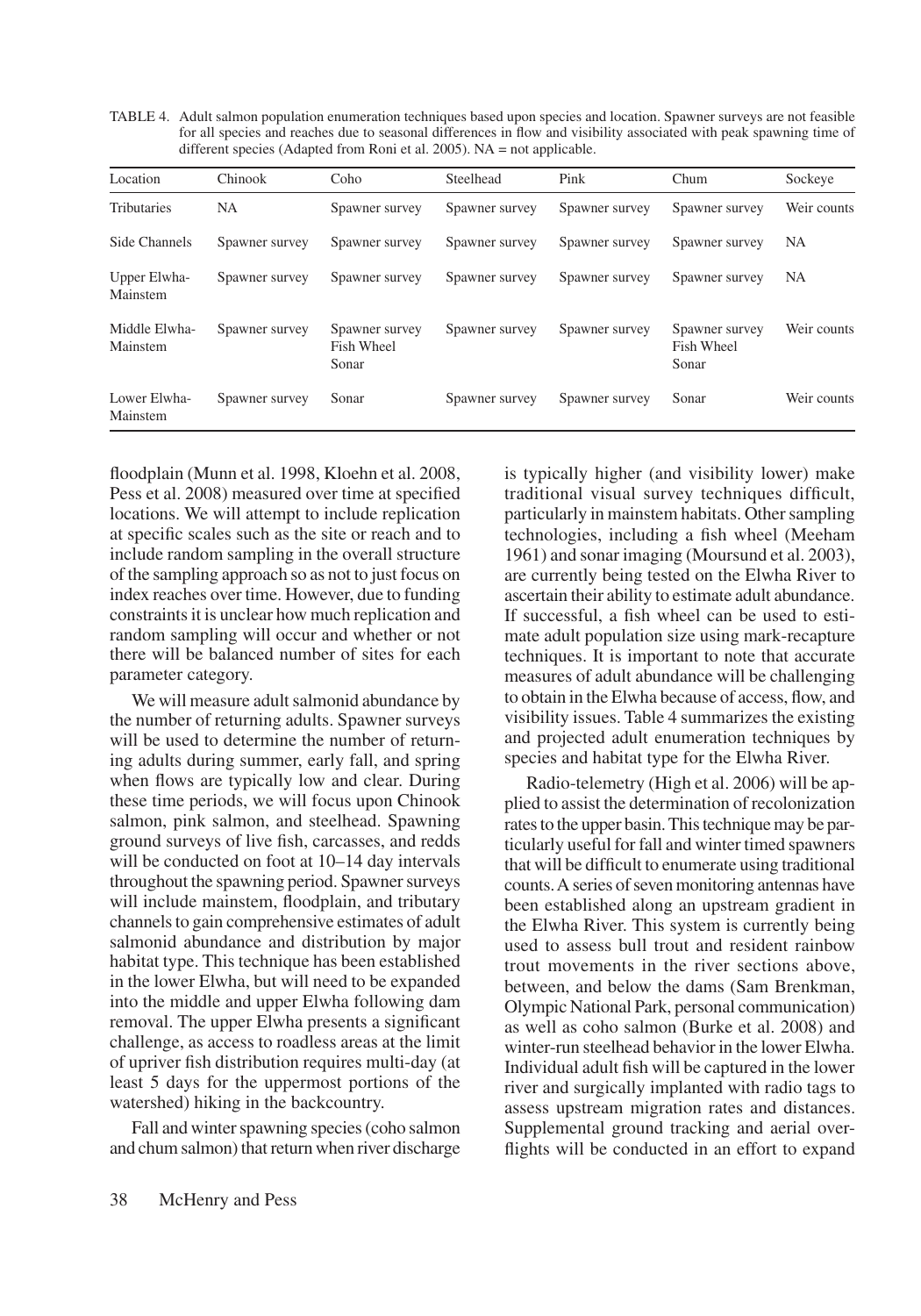TABLE 4. Adult salmon population enumeration techniques based upon species and location. Spawner surveys are not feasible for all species and reaches due to seasonal differences in flow and visibility associated with peak spawning time of different species (Adapted from Roni et al. 2005). NA = not applicable.

| Location | Chinook | Coho | Steelhead | Pink | Chum | Sockeye |
|---|---|---|---|---|---|---|
| Tributaries | NA | Spawner survey | Spawner survey | Spawner survey | Spawner survey | Weir counts |
| Side Channels | Spawner survey | Spawner survey | Spawner survey | Spawner survey | Spawner survey | NA |
| Upper Elwha-Mainstem | Spawner survey | Spawner survey | Spawner survey | Spawner survey | Spawner survey | NA |
| Middle Elwha-Mainstem | Spawner survey | Spawner survey Fish Wheel Sonar | Spawner survey | Spawner survey | Spawner survey Fish Wheel Sonar | Weir counts |
| Lower Elwha-Mainstem | Spawner survey | Sonar | Spawner survey | Spawner survey | Sonar | Weir counts |

floodplain (Munn et al. 1998, Kloehn et al. 2008, Pess et al. 2008) measured over time at specified locations. We will attempt to include replication at specific scales such as the site or reach and to include random sampling in the overall structure of the sampling approach so as not to just focus on index reaches over time. However, due to funding constraints it is unclear how much replication and random sampling will occur and whether or not there will be balanced number of sites for each parameter category.

We will measure adult salmonid abundance by the number of returning adults. Spawner surveys will be used to determine the number of returning adults during summer, early fall, and spring when flows are typically low and clear. During these time periods, we will focus upon Chinook salmon, pink salmon, and steelhead. Spawning ground surveys of live fish, carcasses, and redds will be conducted on foot at 10–14 day intervals throughout the spawning period. Spawner surveys will include mainstem, floodplain, and tributary channels to gain comprehensive estimates of adult salmonid abundance and distribution by major habitat type. This technique has been established in the lower Elwha, but will need to be expanded into the middle and upper Elwha following dam removal. The upper Elwha presents a significant challenge, as access to roadless areas at the limit of upriver fish distribution requires multi-day (at least 5 days for the uppermost portions of the watershed) hiking in the backcountry.

Fall and winter spawning species (coho salmon and chum salmon) that return when river discharge is typically higher (and visibility lower) make traditional visual survey techniques difficult, particularly in mainstem habitats. Other sampling technologies, including a fish wheel (Meeham 1961) and sonar imaging (Moursund et al. 2003), are currently being tested on the Elwha River to ascertain their ability to estimate adult abundance. If successful, a fish wheel can be used to estimate adult population size using mark-recapture techniques. It is important to note that accurate measures of adult abundance will be challenging to obtain in the Elwha because of access, flow, and visibility issues. Table 4 summarizes the existing and projected adult enumeration techniques by species and habitat type for the Elwha River.

Radio-telemetry (High et al. 2006) will be applied to assist the determination of recolonization rates to the upper basin. This technique may be particularly useful for fall and winter timed spawners that will be difficult to enumerate using traditional counts. A series of seven monitoring antennas have been established along an upstream gradient in the Elwha River. This system is currently being used to assess bull trout and resident rainbow trout movements in the river sections above, between, and below the dams (Sam Brenkman, Olympic National Park, personal communication) as well as coho salmon (Burke et al. 2008) and winter-run steelhead behavior in the lower Elwha. Individual adult fish will be captured in the lower river and surgically implanted with radio tags to assess upstream migration rates and distances. Supplemental ground tracking and aerial overflights will be conducted in an effort to expand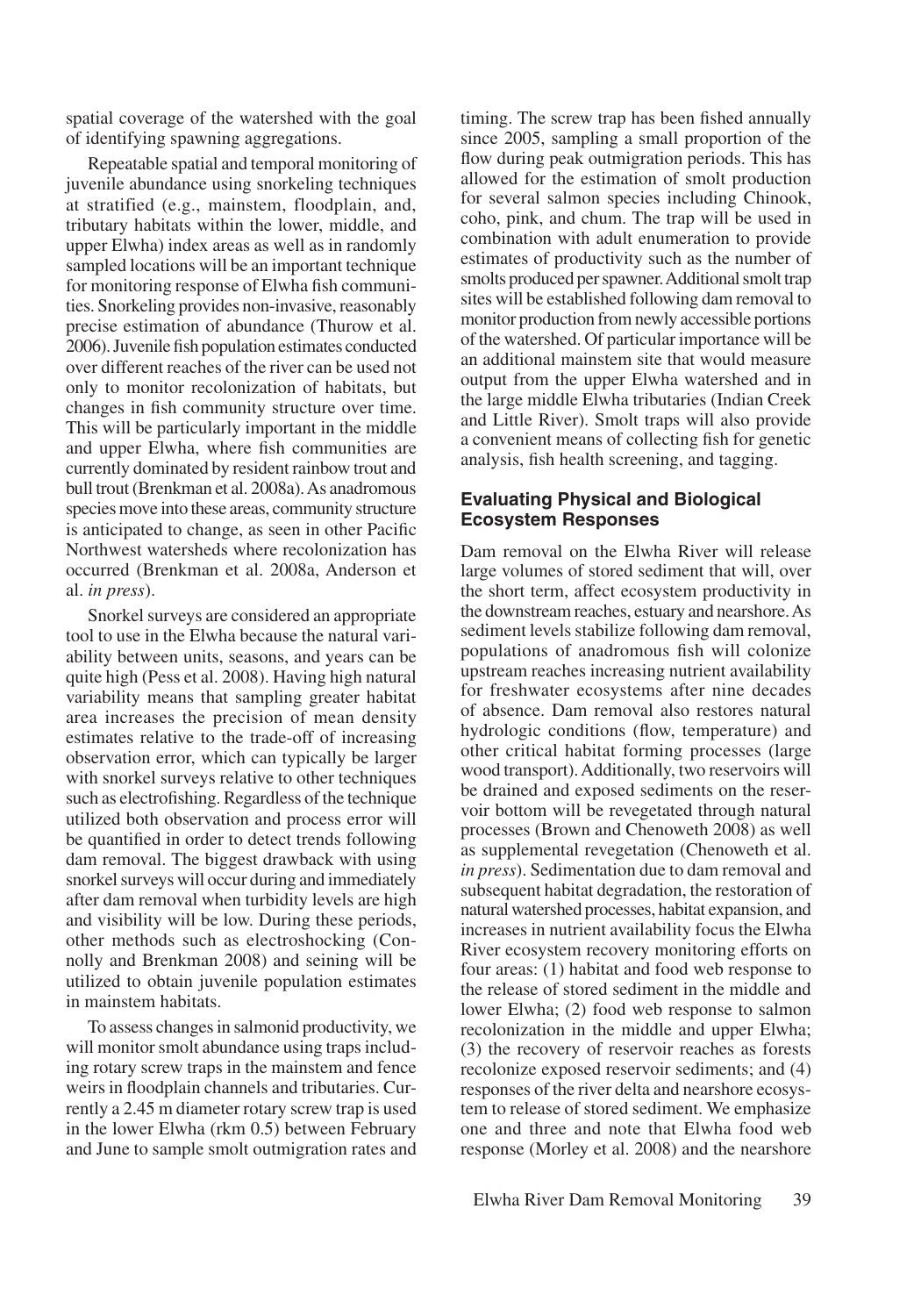spatial coverage of the watershed with the goal of identifying spawning aggregations.

Repeatable spatial and temporal monitoring of juvenile abundance using snorkeling techniques at stratified (e.g., mainstem, floodplain, and, tributary habitats within the lower, middle, and upper Elwha) index areas as well as in randomly sampled locations will be an important technique for monitoring response of Elwha fish communities. Snorkeling provides non-invasive, reasonably precise estimation of abundance (Thurow et al. 2006). Juvenile fish population estimates conducted over different reaches of the river can be used not only to monitor recolonization of habitats, but changes in fish community structure over time. This will be particularly important in the middle and upper Elwha, where fish communities are currently dominated by resident rainbow trout and bull trout (Brenkman et al. 2008a). As anadromous species move into these areas, community structure is anticipated to change, as seen in other Pacific Northwest watersheds where recolonization has occurred (Brenkman et al. 2008a, Anderson et al. *in press*).

Snorkel surveys are considered an appropriate tool to use in the Elwha because the natural variability between units, seasons, and years can be quite high (Pess et al. 2008). Having high natural variability means that sampling greater habitat area increases the precision of mean density estimates relative to the trade-off of increasing observation error, which can typically be larger with snorkel surveys relative to other techniques such as electrofishing. Regardless of the technique utilized both observation and process error will be quantified in order to detect trends following dam removal. The biggest drawback with using snorkel surveys will occur during and immediately after dam removal when turbidity levels are high and visibility will be low. During these periods, other methods such as electroshocking (Connolly and Brenkman 2008) and seining will be utilized to obtain juvenile population estimates in mainstem habitats.

To assess changes in salmonid productivity, we will monitor smolt abundance using traps including rotary screw traps in the mainstem and fence weirs in floodplain channels and tributaries. Currently a 2.45 m diameter rotary screw trap is used in the lower Elwha (rkm 0.5) between February and June to sample smolt outmigration rates and timing. The screw trap has been fished annually since 2005, sampling a small proportion of the flow during peak outmigration periods. This has allowed for the estimation of smolt production for several salmon species including Chinook, coho, pink, and chum. The trap will be used in combination with adult enumeration to provide estimates of productivity such as the number of smolts produced per spawner. Additional smolt trap sites will be established following dam removal to monitor production from newly accessible portions of the watershed. Of particular importance will be an additional mainstem site that would measure output from the upper Elwha watershed and in the large middle Elwha tributaries (Indian Creek and Little River). Smolt traps will also provide a convenient means of collecting fish for genetic analysis, fish health screening, and tagging.

### Evaluating Physical and Biological Ecosystem Responses

Dam removal on the Elwha River will release large volumes of stored sediment that will, over the short term, affect ecosystem productivity in the downstream reaches, estuary and nearshore. As sediment levels stabilize following dam removal, populations of anadromous fish will colonize upstream reaches increasing nutrient availability for freshwater ecosystems after nine decades of absence. Dam removal also restores natural hydrologic conditions (flow, temperature) and other critical habitat forming processes (large wood transport). Additionally, two reservoirs will be drained and exposed sediments on the reservoir bottom will be revegetated through natural processes (Brown and Chenoweth 2008) as well as supplemental revegetation (Chenoweth et al. *in press*). Sedimentation due to dam removal and subsequent habitat degradation, the restoration of natural watershed processes, habitat expansion, and increases in nutrient availability focus the Elwha River ecosystem recovery monitoring efforts on four areas: (1) habitat and food web response to the release of stored sediment in the middle and lower Elwha; (2) food web response to salmon recolonization in the middle and upper Elwha; (3) the recovery of reservoir reaches as forests recolonize exposed reservoir sediments; and (4) responses of the river delta and nearshore ecosystem to release of stored sediment. We emphasize one and three and note that Elwha food web response (Morley et al. 2008) and the nearshore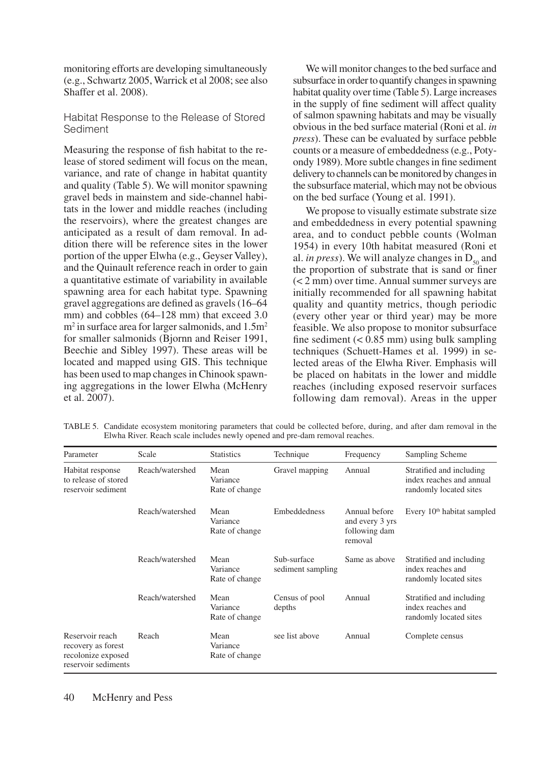monitoring efforts are developing simultaneously (e.g., Schwartz 2005, Warrick et al 2008; see also Shaffer et al. 2008).

### Habitat Response to the Release of Stored Sediment

Measuring the response of fish habitat to the release of stored sediment will focus on the mean, variance, and rate of change in habitat quantity and quality (Table 5). We will monitor spawning gravel beds in mainstem and side-channel habitats in the lower and middle reaches (including the reservoirs), where the greatest changes are anticipated as a result of dam removal. In addition there will be reference sites in the lower portion of the upper Elwha (e.g., Geyser Valley), and the Quinault reference reach in order to gain a quantitative estimate of variability in available spawning area for each habitat type. Spawning gravel aggregations are defined as gravels (16–64 mm) and cobbles (64–128 mm) that exceed 3.0 $m^2$ in surface area for larger salmonids, and 1.5$m^2$ for smaller salmonids (Bjornn and Reiser 1991, Beechie and Sibley 1997). These areas will be located and mapped using GIS. This technique has been used to map changes in Chinook spawning aggregations in the lower Elwha (McHenry et al. 2007).

We will monitor changes to the bed surface and subsurface in order to quantify changes in spawning habitat quality over time (Table 5). Large increases in the supply of fine sediment will affect quality of salmon spawning habitats and may be visually obvious in the bed surface material (Roni et al. *in press*). These can be evaluated by surface pebble counts or a measure of embeddedness (e.g., Potyondy 1989). More subtle changes in fine sediment delivery to channels can be monitored by changes in the subsurface material, which may not be obvious on the bed surface (Young et al. 1991).

We propose to visually estimate substrate size and embeddedness in every potential spawning area, and to conduct pebble counts (Wolman 1954) in every 10th habitat measured (Roni et al. *in press*). We will analyze changes in $D_{50}$ and the proportion of substrate that is sand or finer (< 2 mm) over time. Annual summer surveys are initially recommended for all spawning habitat quality and quantity metrics, though periodic (every other year or third year) may be more feasible. We also propose to monitor subsurface fine sediment (< 0.85 mm) using bulk sampling techniques (Schuett-Hames et al. 1999) in selected areas of the Elwha River. Emphasis will be placed on habitats in the lower and middle reaches (including exposed reservoir surfaces following dam removal). Areas in the upper

TABLE 5. Candidate ecosystem monitoring parameters that could be collected before, during, and after dam removal in the Elwha River. Reach scale includes newly opened and pre-dam removal reaches.

| Parameter | Scale | Statistics | Technique | Frequency | Sampling Scheme |
|---|---|---|---|---|---|
| Habitat response to release of stored reservoir sediment | Reach/watershed | Mean Variance Rate of change | Gravel mapping | Annual | Stratified and including index reaches and annual randomly located sites |
| | Reach/watershed | Mean Variance Rate of change | Embeddedness | Annual before and every 3 yrs following dam removal | Every 10th habitat sampled |
| | Reach/watershed | Mean Variance Rate of change | Sub-surface sediment sampling | Same as above | Stratified and including index reaches and randomly located sites |
| | Reach/watershed | Mean Variance Rate of change | Census of pool depths | Annual | Stratified and including index reaches and randomly located sites |
| Reservoir reach recovery as forest recolonize exposed reservoir sediments | Reach | Mean Variance Rate of change | see list above | Annual | Complete census |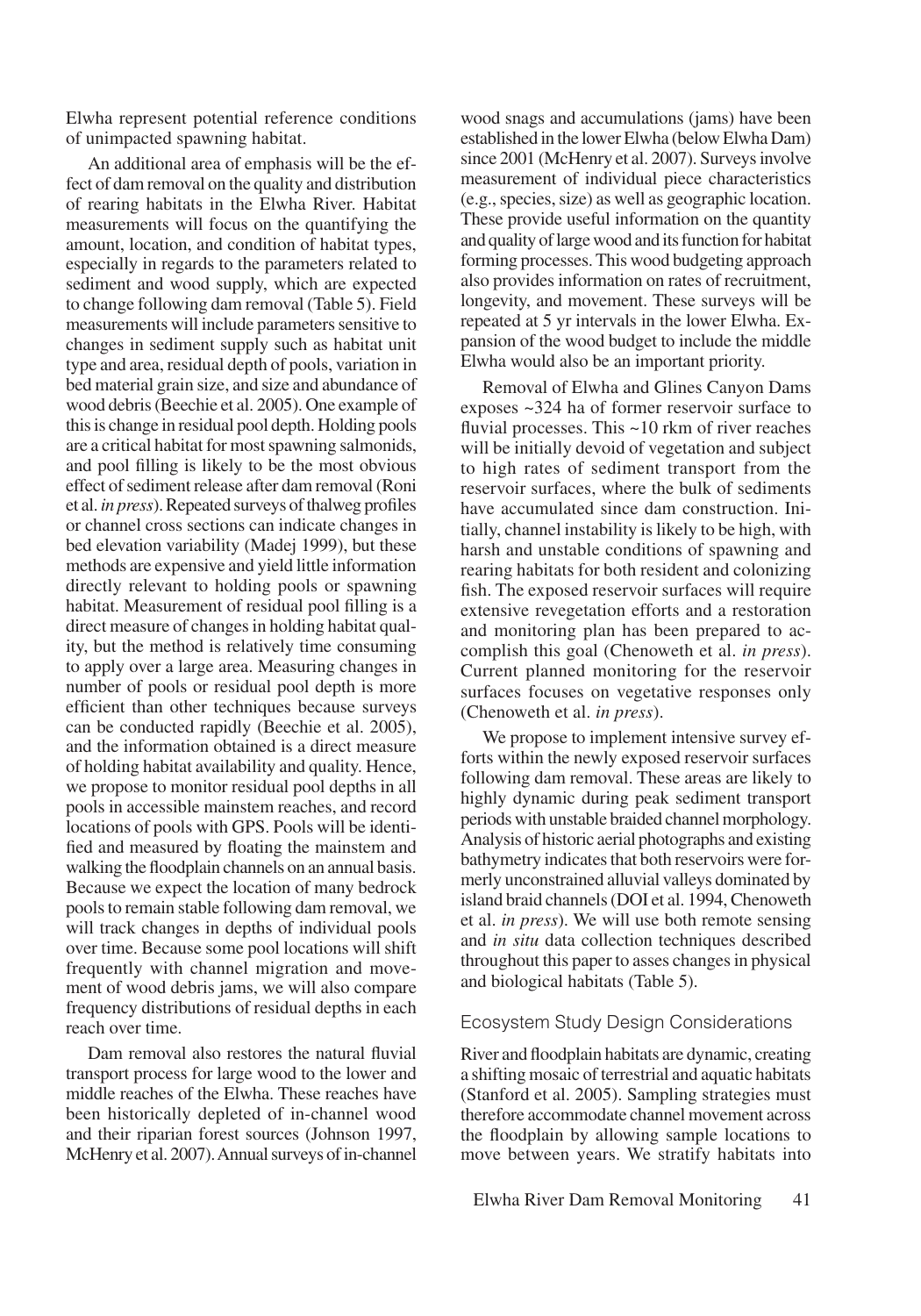Elwha represent potential reference conditions of unimpacted spawning habitat.

An additional area of emphasis will be the effect of dam removal on the quality and distribution of rearing habitats in the Elwha River. Habitat measurements will focus on the quantifying the amount, location, and condition of habitat types, especially in regards to the parameters related to sediment and wood supply, which are expected to change following dam removal (Table 5). Field measurements will include parameters sensitive to changes in sediment supply such as habitat unit type and area, residual depth of pools, variation in bed material grain size, and size and abundance of wood debris (Beechie et al. 2005). One example of this is change in residual pool depth. Holding pools are a critical habitat for most spawning salmonids, and pool filling is likely to be the most obvious effect of sediment release after dam removal (Roni et al. *in press*). Repeated surveys of thalweg profiles or channel cross sections can indicate changes in bed elevation variability (Madej 1999), but these methods are expensive and yield little information directly relevant to holding pools or spawning habitat. Measurement of residual pool filling is a direct measure of changes in holding habitat quality, but the method is relatively time consuming to apply over a large area. Measuring changes in number of pools or residual pool depth is more efficient than other techniques because surveys can be conducted rapidly (Beechie et al. 2005), and the information obtained is a direct measure of holding habitat availability and quality. Hence, we propose to monitor residual pool depths in all pools in accessible mainstem reaches, and record locations of pools with GPS. Pools will be identified and measured by floating the mainstem and walking the floodplain channels on an annual basis. Because we expect the location of many bedrock pools to remain stable following dam removal, we will track changes in depths of individual pools over time. Because some pool locations will shift frequently with channel migration and movement of wood debris jams, we will also compare frequency distributions of residual depths in each reach over time.

Dam removal also restores the natural fluvial transport process for large wood to the lower and middle reaches of the Elwha. These reaches have been historically depleted of in-channel wood and their riparian forest sources (Johnson 1997, McHenry et al. 2007). Annual surveys of in-channel wood snags and accumulations (jams) have been established in the lower Elwha (below Elwha Dam) since 2001 (McHenry et al. 2007). Surveys involve measurement of individual piece characteristics (e.g., species, size) as well as geographic location. These provide useful information on the quantity and quality of large wood and its function for habitat forming processes. This wood budgeting approach also provides information on rates of recruitment, longevity, and movement. These surveys will be repeated at 5 yr intervals in the lower Elwha. Expansion of the wood budget to include the middle Elwha would also be an important priority.

Removal of Elwha and Glines Canyon Dams exposes ~324 ha of former reservoir surface to fluvial processes. This ~10 rkm of river reaches will be initially devoid of vegetation and subject to high rates of sediment transport from the reservoir surfaces, where the bulk of sediments have accumulated since dam construction. Initially, channel instability is likely to be high, with harsh and unstable conditions of spawning and rearing habitats for both resident and colonizing fish. The exposed reservoir surfaces will require extensive revegetation efforts and a restoration and monitoring plan has been prepared to accomplish this goal (Chenoweth et al. *in press*). Current planned monitoring for the reservoir surfaces focuses on vegetative responses only (Chenoweth et al. *in press*).

We propose to implement intensive survey efforts within the newly exposed reservoir surfaces following dam removal. These areas are likely to highly dynamic during peak sediment transport periods with unstable braided channel morphology. Analysis of historic aerial photographs and existing bathymetry indicates that both reservoirs were formerly unconstrained alluvial valleys dominated by island braid channels (DOI et al. 1994, Chenoweth et al. *in press*). We will use both remote sensing and *in situ* data collection techniques described throughout this paper to asses changes in physical and biological habitats (Table 5).

### Ecosystem Study Design Considerations

River and floodplain habitats are dynamic, creating a shifting mosaic of terrestrial and aquatic habitats (Stanford et al. 2005). Sampling strategies must therefore accommodate channel movement across the floodplain by allowing sample locations to move between years. We stratify habitats into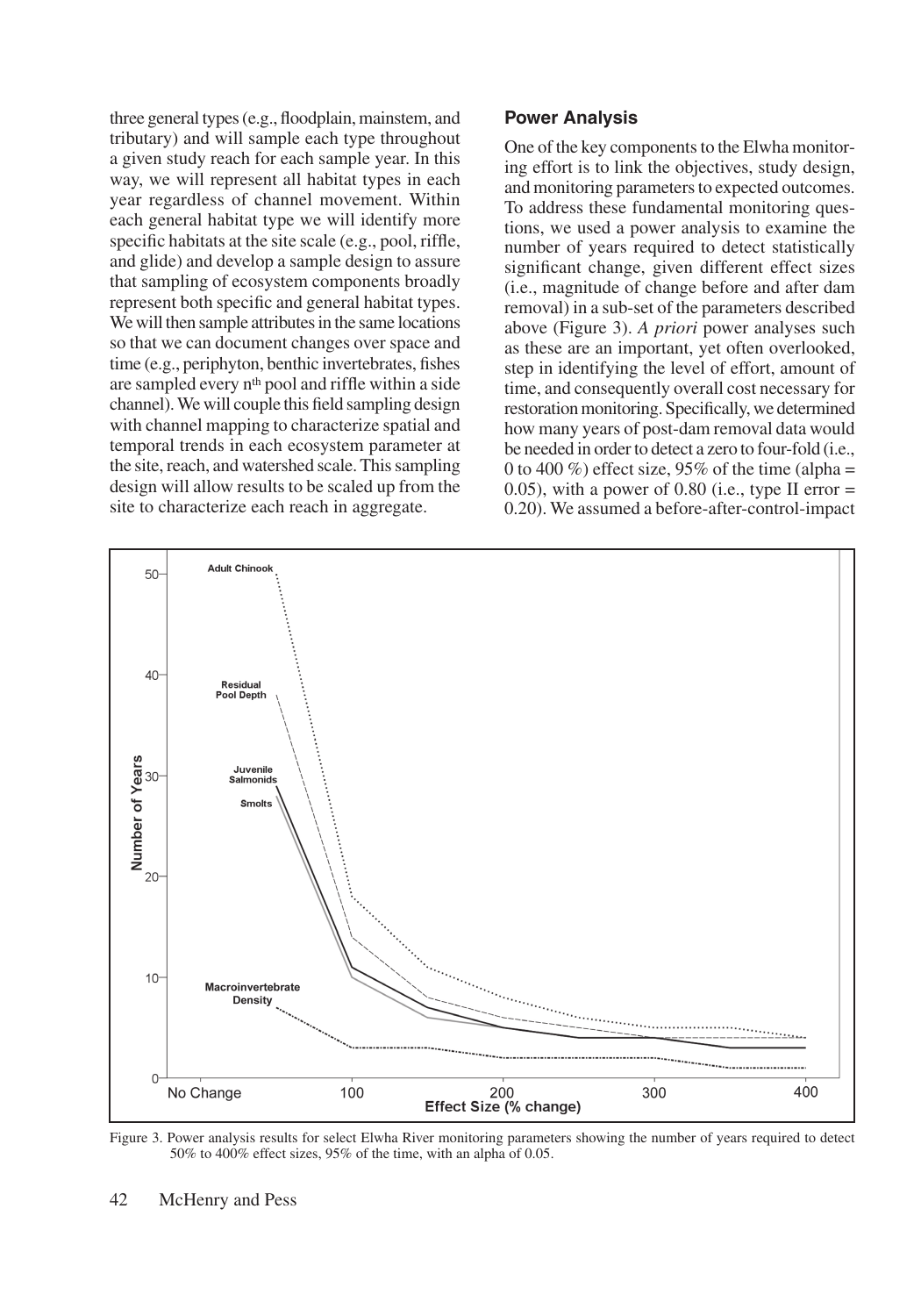three general types (e.g., floodplain, mainstem, and tributary) and will sample each type throughout a given study reach for each sample year. In this way, we will represent all habitat types in each year regardless of channel movement. Within each general habitat type we will identify more specific habitats at the site scale (e.g., pool, riffle, and glide) and develop a sample design to assure that sampling of ecosystem components broadly represent both specific and general habitat types. We will then sample attributes in the same locations so that we can document changes over space and time (e.g., periphyton, benthic invertebrates, fishes are sampled every $n^{th}$ pool and riffle within a side channel). We will couple this field sampling design with channel mapping to characterize spatial and temporal trends in each ecosystem parameter at the site, reach, and watershed scale. This sampling design will allow results to be scaled up from the site to characterize each reach in aggregate.

### Power Analysis

One of the key components to the Elwha monitoring effort is to link the objectives, study design, and monitoring parameters to expected outcomes. To address these fundamental monitoring questions, we used a power analysis to examine the number of years required to detect statistically significant change, given different effect sizes (i.e., magnitude of change before and after dam removal) in a sub-set of the parameters described above (Figure 3). *A priori* power analyses such as these are an important, yet often overlooked, step in identifying the level of effort, amount of time, and consequently overall cost necessary for restoration monitoring. Specifically, we determined how many years of post-dam removal data would be needed in order to detect a zero to four-fold (i.e., 0 to 400 %) effect size, 95% of the time (alpha = 0.05), with a power of 0.80 (i.e., type II error = 0.20). We assumed a before-after-control-impact

Figure 3. Power analysis results for select Elwha River monitoring parameters showing the number of years required to detect 50% to 400% effect sizes, 95% of the time, with an alpha of 0.05.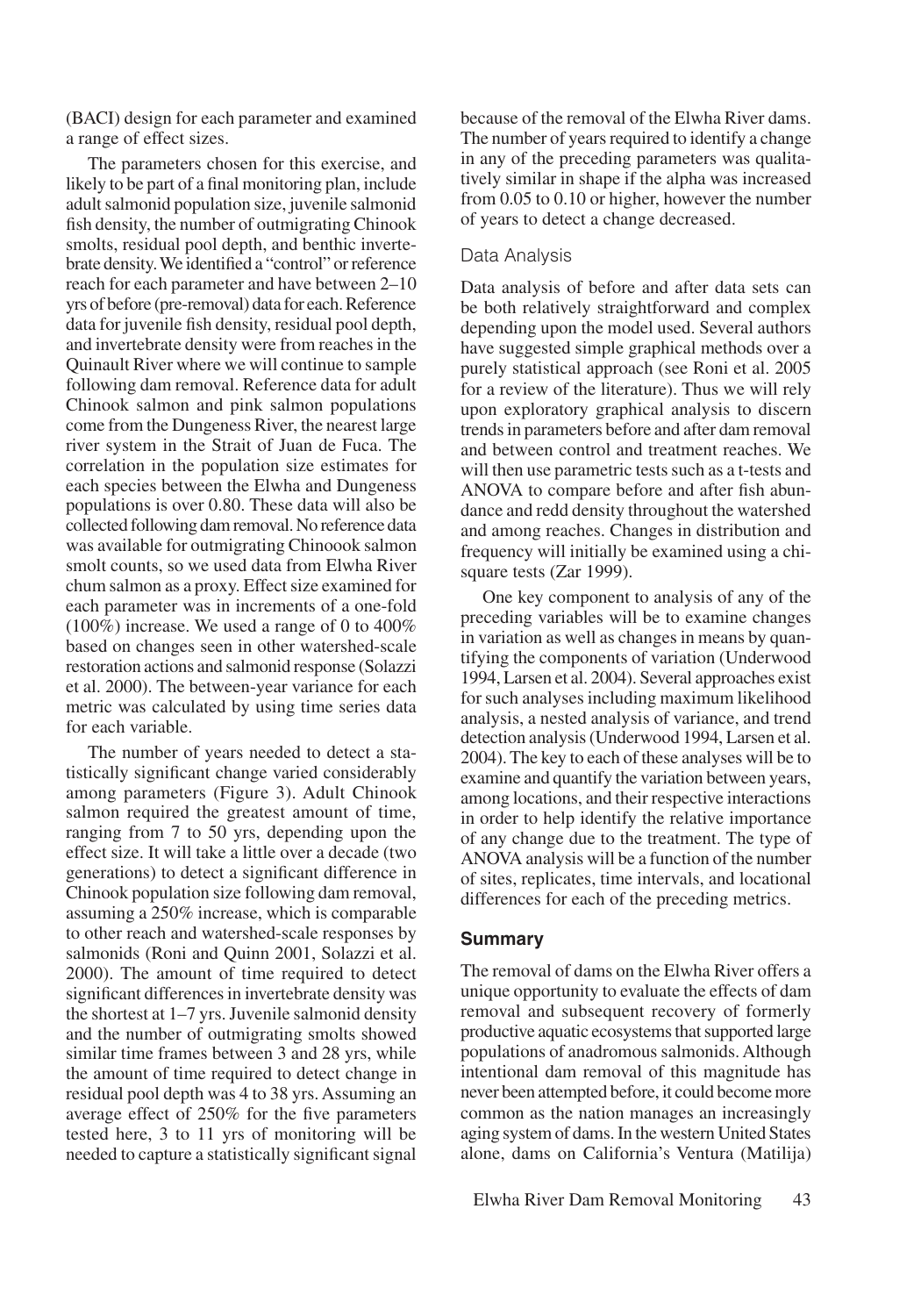(BACI) design for each parameter and examined a range of effect sizes.

The parameters chosen for this exercise, and likely to be part of a final monitoring plan, include adult salmonid population size, juvenile salmonid fish density, the number of outmigrating Chinook smolts, residual pool depth, and benthic invertebrate density. We identified a "control" or reference reach for each parameter and have between 2–10 yrs of before (pre-removal) data for each. Reference data for juvenile fish density, residual pool depth, and invertebrate density were from reaches in the Quinault River where we will continue to sample following dam removal. Reference data for adult Chinook salmon and pink salmon populations come from the Dungeness River, the nearest large river system in the Strait of Juan de Fuca. The correlation in the population size estimates for each species between the Elwha and Dungeness populations is over 0.80. These data will also be collected following dam removal. No reference data was available for outmigrating Chinoook salmon smolt counts, so we used data from Elwha River chum salmon as a proxy. Effect size examined for each parameter was in increments of a one-fold (100%) increase. We used a range of 0 to 400% based on changes seen in other watershed-scale restoration actions and salmonid response (Solazzi et al. 2000). The between-year variance for each metric was calculated by using time series data for each variable.

The number of years needed to detect a statistically significant change varied considerably among parameters (Figure 3). Adult Chinook salmon required the greatest amount of time, ranging from 7 to 50 yrs, depending upon the effect size. It will take a little over a decade (two generations) to detect a significant difference in Chinook population size following dam removal, assuming a 250% increase, which is comparable to other reach and watershed-scale responses by salmonids (Roni and Quinn 2001, Solazzi et al. 2000). The amount of time required to detect significant differences in invertebrate density was the shortest at 1–7 yrs. Juvenile salmonid density and the number of outmigrating smolts showed similar time frames between 3 and 28 yrs, while the amount of time required to detect change in residual pool depth was 4 to 38 yrs. Assuming an average effect of 250% for the five parameters tested here, 3 to 11 yrs of monitoring will be needed to capture a statistically significant signal because of the removal of the Elwha River dams. The number of years required to identify a change in any of the preceding parameters was qualitatively similar in shape if the alpha was increased from 0.05 to 0.10 or higher, however the number of years to detect a change decreased.

### Data Analysis

Data analysis of before and after data sets can be both relatively straightforward and complex depending upon the model used. Several authors have suggested simple graphical methods over a purely statistical approach (see Roni et al. 2005 for a review of the literature). Thus we will rely upon exploratory graphical analysis to discern trends in parameters before and after dam removal and between control and treatment reaches. We will then use parametric tests such as a t-tests and ANOVA to compare before and after fish abundance and redd density throughout the watershed and among reaches. Changes in distribution and frequency will initially be examined using a chi-square tests (Zar 1999).

One key component to analysis of any of the preceding variables will be to examine changes in variation as well as changes in means by quantifying the components of variation (Underwood 1994, Larsen et al. 2004). Several approaches exist for such analyses including maximum likelihood analysis, a nested analysis of variance, and trend detection analysis (Underwood 1994, Larsen et al. 2004). The key to each of these analyses will be to examine and quantify the variation between years, among locations, and their respective interactions in order to help identify the relative importance of any change due to the treatment. The type of ANOVA analysis will be a function of the number of sites, replicates, time intervals, and locational differences for each of the preceding metrics.

## Summary

The removal of dams on the Elwha River offers a unique opportunity to evaluate the effects of dam removal and subsequent recovery of formerly productive aquatic ecosystems that supported large populations of anadromous salmonids. Although intentional dam removal of this magnitude has never been attempted before, it could become more common as the nation manages an increasingly aging system of dams. In the western United States alone, dams on California's Ventura (Matilija)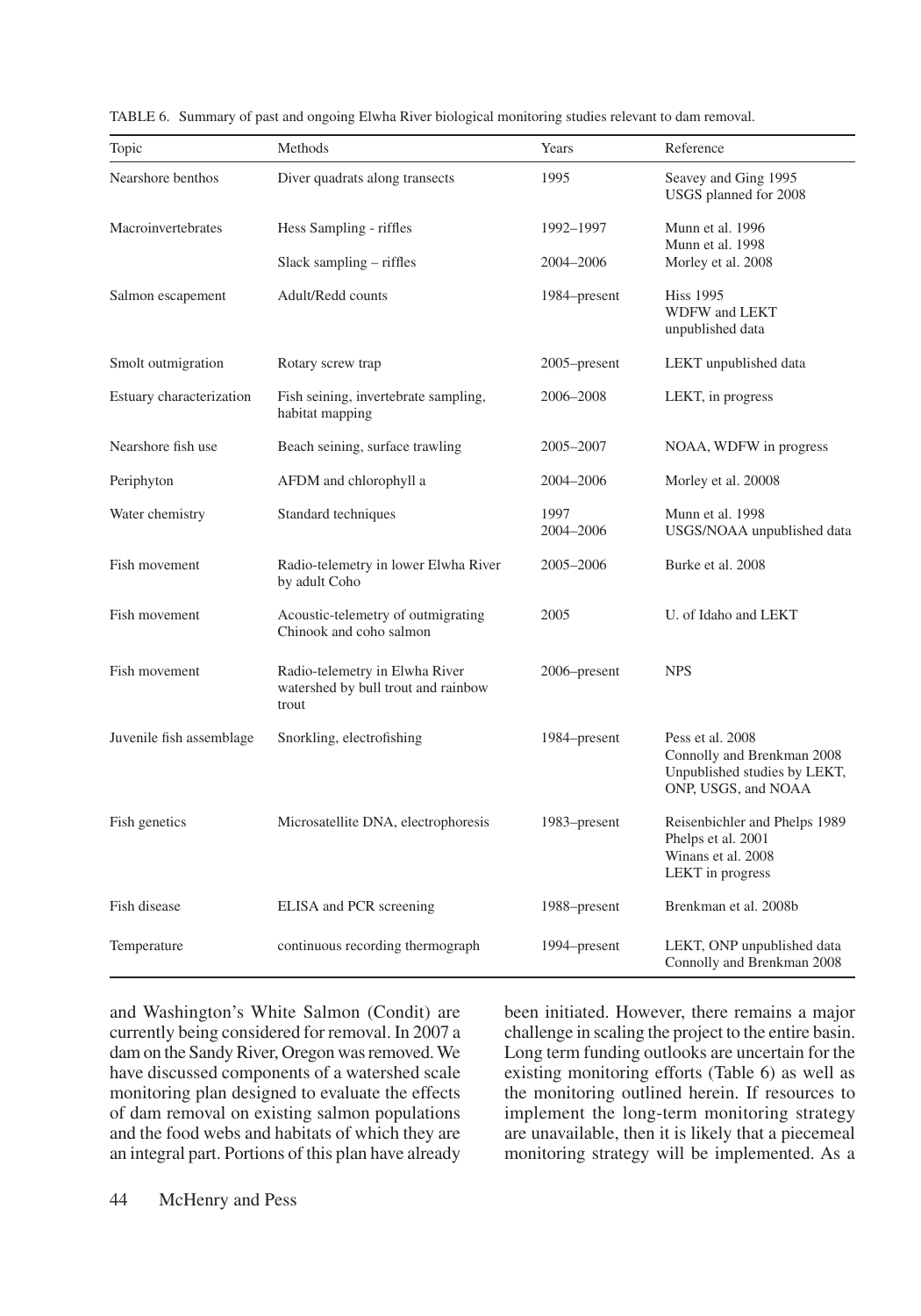TABLE 6. Summary of past and ongoing Elwha River biological monitoring studies relevant to dam removal.

| Topic | Methods | Years | Reference |
|---|---|---|---|
| Nearshore benthos | Diver quadrats along transects | 1995 | Seavey and Ging 1995<br>USGS planned for 2008 |
| Macroinvertebrates | Hess Sampling - riffles | 1992–1997 | Munn et al. 1996<br>Munn et al. 1998 |
| | Slack sampling – riffles | 2004–2006 | Morley et al. 2008 |
| Salmon escapement | Adult/Redd counts | 1984–present | Hiss 1995<br>WDFW and LEKT unpublished data |
| Smolt outmigration | Rotary screw trap | 2005–present | LEKT unpublished data |
| Estuary characterization | Fish seining, invertebrate sampling, habitat mapping | 2006–2008 | LEKT, in progress |
| Nearshore fish use | Beach seining, surface trawling | 2005–2007 | NOAA, WDFW in progress |
| Periphyton | AFDM and chlorophyll a | 2004–2006 | Morley et al. 20008 |
| Water chemistry | Standard techniques | 1997<br>2004–2006 | Munn et al. 1998<br>USGS/NOAA unpublished data |
| Fish movement | Radio-telemetry in lower Elwha River by adult Coho | 2005–2006 | Burke et al. 2008 |
| Fish movement | Acoustic-telemetry of outmigrating Chinook and coho salmon | 2005 | U. of Idaho and LEKT |
| Fish movement | Radio-telemetry in Elwha River watershed by bull trout and rainbow trout | 2006–present | NPS |
| Juvenile fish assemblage | Snorkling, electrofishing | 1984–present | Pess et al. 2008<br>Connolly and Brenkman 2008<br>Unpublished studies by LEKT, ONP, USGS, and NOAA |
| Fish genetics | Microsatellite DNA, electrophoresis | 1983–present | Reisenbichler and Phelps 1989<br>Phelps et al. 2001<br>Winans et al. 2008<br>LEKT in progress |
| Fish disease | ELISA and PCR screening | 1988–present | Brenkman et al. 2008b |
| Temperature | continuous recording thermograph | 1994–present | LEKT, ONP unpublished data<br>Connolly and Brenkman 2008 |

and Washington's White Salmon (Condit) are currently being considered for removal. In 2007 a dam on the Sandy River, Oregon was removed. We have discussed components of a watershed scale monitoring plan designed to evaluate the effects of dam removal on existing salmon populations and the food webs and habitats of which they are an integral part. Portions of this plan have already been initiated. However, there remains a major challenge in scaling the project to the entire basin. Long term funding outlooks are uncertain for the existing monitoring efforts (Table 6) as well as the monitoring outlined herein. If resources to implement the long-term monitoring strategy are unavailable, then it is likely that a piecemeal monitoring strategy will be implemented. As a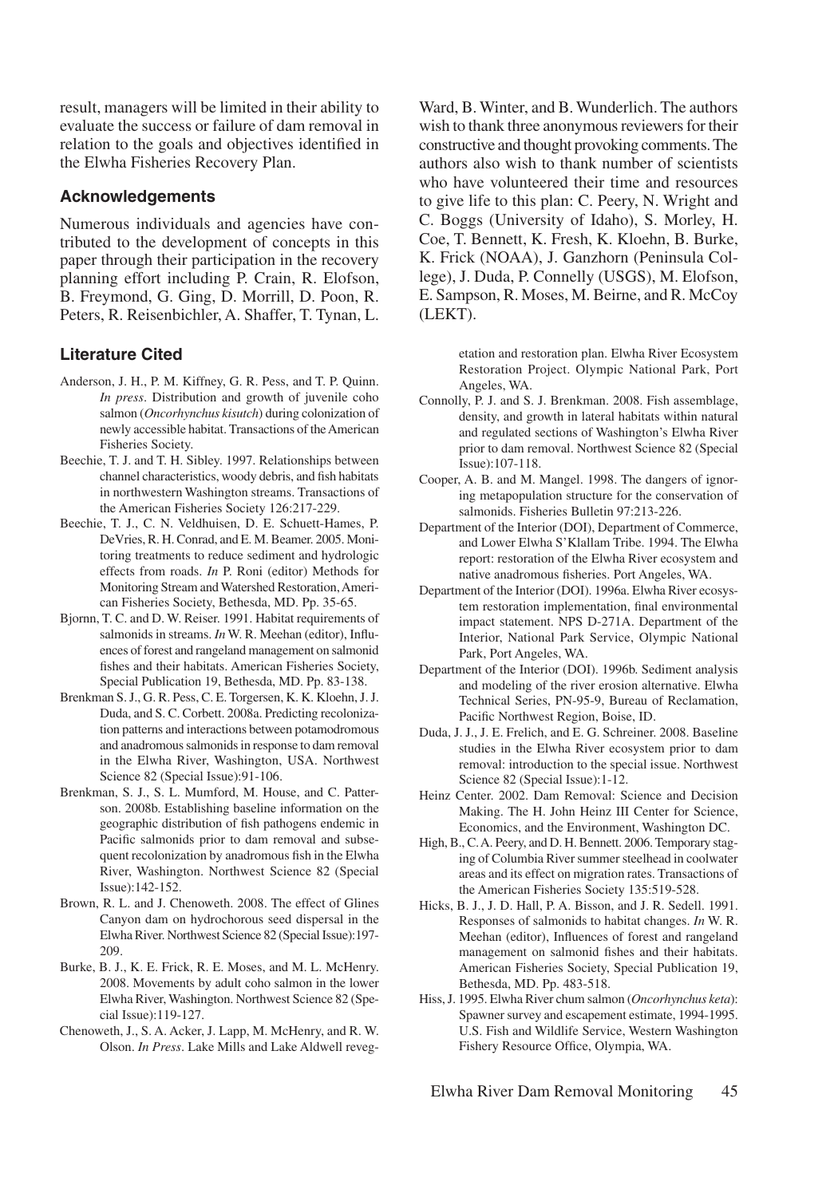result, managers will be limited in their ability to evaluate the success or failure of dam removal in relation to the goals and objectives identified in the Elwha Fisheries Recovery Plan.

## Acknowledgements

Numerous individuals and agencies have contributed to the development of concepts in this paper through their participation in the recovery planning effort including P. Crain, R. Elofson, B. Freymond, G. Ging, D. Morrill, D. Poon, R. Peters, R. Reisenbichler, A. Shaffer, T. Tynan, L. Ward, B. Winter, and B. Wunderlich. The authors wish to thank three anonymous reviewers for their constructive and thought provoking comments. The authors also wish to thank number of scientists who have volunteered their time and resources to give life to this plan: C. Peery, N. Wright and C. Boggs (University of Idaho), S. Morley, H. Coe, T. Bennett, K. Fresh, K. Kloehn, B. Burke, K. Frick (NOAA), J. Ganzhorn (Peninsula College), J. Duda, P. Connelly (USGS), M. Elofson, E. Sampson, R. Moses, M. Beirne, and R. McCoy (LEKT).

## Literature Cited

Anderson, J. H., P. M. Kiffney, G. R. Pess, and T. P. Quinn. *In press*. Distribution and growth of juvenile coho salmon (*Oncorhynchus kisutch*) during colonization of newly accessible habitat. Transactions of the American Fisheries Society.

Beechie, T. J. and T. H. Sibley. 1997. Relationships between channel characteristics, woody debris, and fish habitats in northwestern Washington streams. Transactions of the American Fisheries Society 126:217-229.

Beechie, T. J., C. N. Veldhuisen, D. E. Schuett-Hames, P. DeVries, R. H. Conrad, and E. M. Beamer. 2005. Monitoring treatments to reduce sediment and hydrologic effects from roads. *In* P. Roni (editor) Methods for Monitoring Stream and Watershed Restoration, American Fisheries Society, Bethesda, MD. Pp. 35-65.

Bjornn, T. C. and D. W. Reiser. 1991. Habitat requirements of salmonids in streams. *In* W. R. Meehan (editor), Influences of forest and rangeland management on salmonid fishes and their habitats. American Fisheries Society, Special Publication 19, Bethesda, MD. Pp. 83-138.

Brenkman S. J., G. R. Pess, C. E. Torgersen, K. K. Kloehn, J. J. Duda, and S. C. Corbett. 2008a. Predicting recolonization patterns and interactions between potamodromous and anadromous salmonids in response to dam removal in the Elwha River, Washington, USA. Northwest Science 82 (Special Issue):91-106.

Brenkman, S. J., S. L. Mumford, M. House, and C. Patterson. 2008b. Establishing baseline information on the geographic distribution of fish pathogens endemic in Pacific salmonids prior to dam removal and subsequent recolonization by anadromous fish in the Elwha River, Washington. Northwest Science 82 (Special Issue):142-152.

Brown, R. L. and J. Chenoweth. 2008. The effect of Glines Canyon dam on hydrochorous seed dispersal in the Elwha River. Northwest Science 82 (Special Issue):197-209.

Burke, B. J., K. E. Frick, R. E. Moses, and M. L. McHenry. 2008. Movements by adult coho salmon in the lower Elwha River, Washington. Northwest Science 82 (Special Issue):119-127.

Chenoweth, J., S. A. Acker, J. Lapp, M. McHenry, and R. W. Olson. *In Press*. Lake Mills and Lake Aldwell revegetation and restoration plan. Elwha River Ecosystem Restoration Project. Olympic National Park, Port Angeles, WA.

Connolly, P. J. and S. J. Brenkman. 2008. Fish assemblage, density, and growth in lateral habitats within natural and regulated sections of Washington's Elwha River prior to dam removal. Northwest Science 82 (Special Issue):107-118.

Cooper, A. B. and M. Mangel. 1998. The dangers of ignoring metapopulation structure for the conservation of salmonids. Fisheries Bulletin 97:213-226.

Department of the Interior (DOI), Department of Commerce, and Lower Elwha S'Klallam Tribe. 1994. The Elwha report: restoration of the Elwha River ecosystem and native anadromous fisheries. Port Angeles, WA.

Department of the Interior (DOI). 1996a. Elwha River ecosystem restoration implementation, final environmental impact statement. NPS D-271A. Department of the Interior, National Park Service, Olympic National Park, Port Angeles, WA.

Department of the Interior (DOI). 1996b. Sediment analysis and modeling of the river erosion alternative. Elwha Technical Series, PN-95-9, Bureau of Reclamation, Pacific Northwest Region, Boise, ID.

Duda, J. J., J. E. Frelich, and E. G. Schreiner. 2008. Baseline studies in the Elwha River ecosystem prior to dam removal: introduction to the special issue. Northwest Science 82 (Special Issue):1-12.

Heinz Center. 2002. Dam Removal: Science and Decision Making. The H. John Heinz III Center for Science, Economics, and the Environment, Washington DC.

High, B., C. A. Peery, and D. H. Bennett. 2006. Temporary staging of Columbia River summer steelhead in coolwater areas and its effect on migration rates. Transactions of the American Fisheries Society 135:519-528.

Hicks, B. J., J. D. Hall, P. A. Bisson, and J. R. Sedell. 1991. Responses of salmonids to habitat changes. *In* W. R. Meehan (editor), Influences of forest and rangeland management on salmonid fishes and their habitats. American Fisheries Society, Special Publication 19, Bethesda, MD. Pp. 483-518.

Hiss, J. 1995. Elwha River chum salmon (*Oncorhynchus keta*): Spawner survey and escapement estimate, 1994-1995. U.S. Fish and Wildlife Service, Western Washington Fishery Resource Office, Olympia, WA.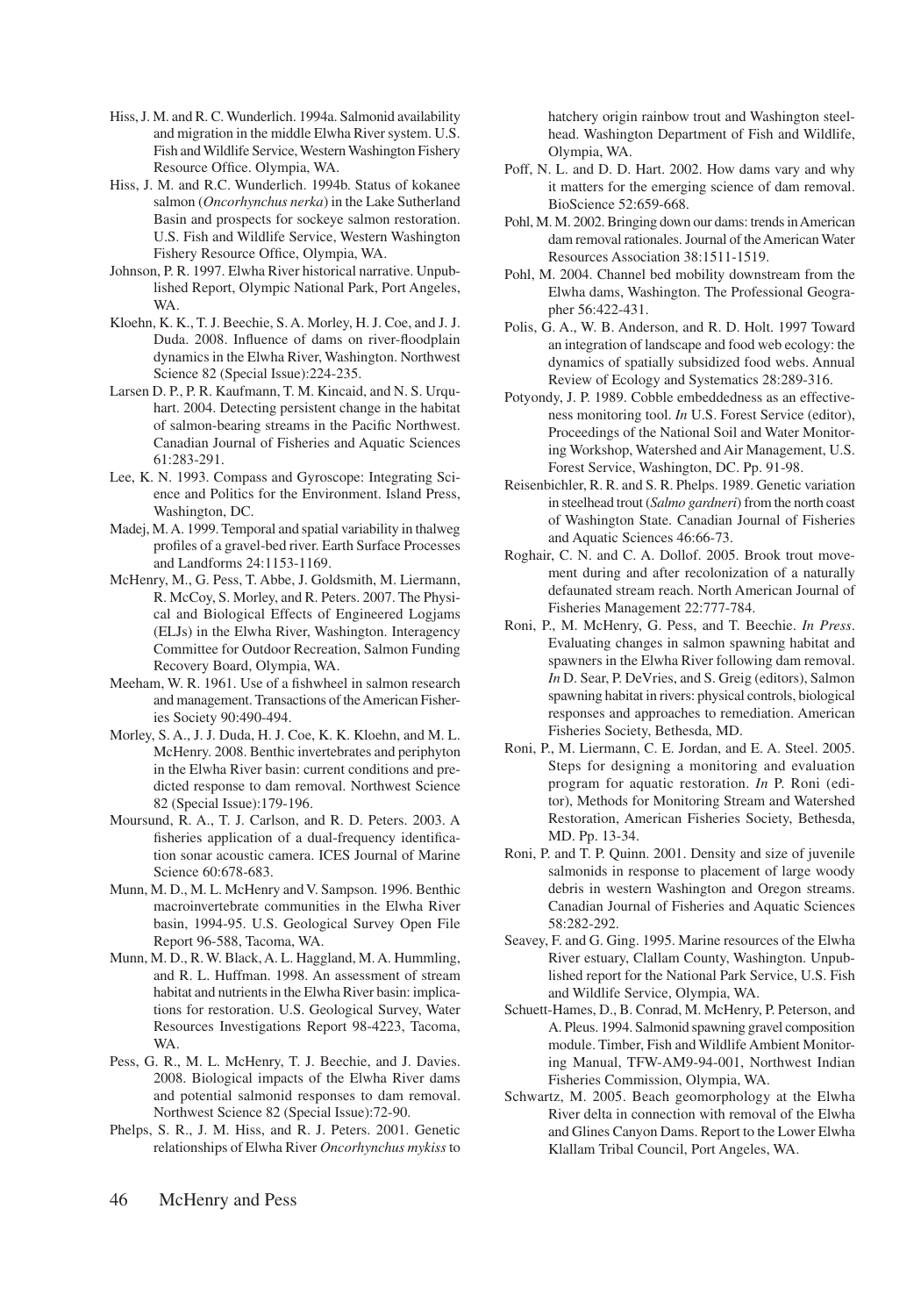Hiss, J. M. and R. C. Wunderlich. 1994a. Salmonid availability and migration in the middle Elwha River system. U.S. Fish and Wildlife Service, Western Washington Fishery Resource Office. Olympia, WA.

Hiss, J. M. and R.C. Wunderlich. 1994b. Status of kokanee salmon (*Oncorhynchus nerka*) in the Lake Sutherland Basin and prospects for sockeye salmon restoration. U.S. Fish and Wildlife Service, Western Washington Fishery Resource Office, Olympia, WA.

Johnson, P. R. 1997. Elwha River historical narrative. Unpublished Report, Olympic National Park, Port Angeles, WA.

Kloehn, K. K., T. J. Beechie, S. A. Morley, H. J. Coe, and J. J. Duda. 2008. Influence of dams on river-floodplain dynamics in the Elwha River, Washington. Northwest Science 82 (Special Issue):224-235.

Larsen D. P., P. R. Kaufmann, T. M. Kincaid, and N. S. Urquhart. 2004. Detecting persistent change in the habitat of salmon-bearing streams in the Pacific Northwest. Canadian Journal of Fisheries and Aquatic Sciences 61:283-291.

Lee, K. N. 1993. Compass and Gyroscope: Integrating Science and Politics for the Environment. Island Press, Washington, DC.

Madej, M. A. 1999. Temporal and spatial variability in thalweg profiles of a gravel-bed river. Earth Surface Processes and Landforms 24:1153-1169.

McHenry, M., G. Pess, T. Abbe, J. Goldsmith, M. Liermann, R. McCoy, S. Morley, and R. Peters. 2007. The Physical and Biological Effects of Engineered Logjams (ELJs) in the Elwha River, Washington. Interagency Committee for Outdoor Recreation, Salmon Funding Recovery Board, Olympia, WA.

Meeham, W. R. 1961. Use of a fishwheel in salmon research and management. Transactions of the American Fisheries Society 90:490-494.

Morley, S. A., J. J. Duda, H. J. Coe, K. K. Kloehn, and M. L. McHenry. 2008. Benthic invertebrates and periphyton in the Elwha River basin: current conditions and predicted response to dam removal. Northwest Science 82 (Special Issue):179-196.

Moursund, R. A., T. J. Carlson, and R. D. Peters. 2003. A fisheries application of a dual-frequency identification sonar acoustic camera. ICES Journal of Marine Science 60:678-683.

Munn, M. D., M. L. McHenry and V. Sampson. 1996. Benthic macroinvertebrate communities in the Elwha River basin, 1994-95. U.S. Geological Survey Open File Report 96-588, Tacoma, WA.

Munn, M. D., R. W. Black, A. L. Haggland, M. A. Hummling, and R. L. Huffman. 1998. An assessment of stream habitat and nutrients in the Elwha River basin: implications for restoration. U.S. Geological Survey, Water Resources Investigations Report 98-4223, Tacoma, WA.

Pess, G. R., M. L. McHenry, T. J. Beechie, and J. Davies. 2008. Biological impacts of the Elwha River dams and potential salmonid responses to dam removal. Northwest Science 82 (Special Issue):72-90.

Phelps, S. R., J. M. Hiss, and R. J. Peters. 2001. Genetic relationships of Elwha River *Oncorhynchus mykiss* to hatchery origin rainbow trout and Washington steelhead. Washington Department of Fish and Wildlife, Olympia, WA.

Poff, N. L. and D. D. Hart. 2002. How dams vary and why it matters for the emerging science of dam removal. BioScience 52:659-668.

Pohl, M. M. 2002. Bringing down our dams: trends in American dam removal rationales. Journal of the American Water Resources Association 38:1511-1519.

Pohl, M. 2004. Channel bed mobility downstream from the Elwha dams, Washington. The Professional Geographer 56:422-431.

Polis, G. A., W. B. Anderson, and R. D. Holt. 1997 Toward an integration of landscape and food web ecology: the dynamics of spatially subsidized food webs. Annual Review of Ecology and Systematics 28:289-316.

Potyondy, J. P. 1989. Cobble embeddedness as an effectiveness monitoring tool. *In* U.S. Forest Service (editor), Proceedings of the National Soil and Water Monitoring Workshop, Watershed and Air Management, U.S. Forest Service, Washington, DC. Pp. 91-98.

Reisenbichler, R. R. and S. R. Phelps. 1989. Genetic variation in steelhead trout (*Salmo gardneri*) from the north coast of Washington State. Canadian Journal of Fisheries and Aquatic Sciences 46:66-73.

Roghair, C. N. and C. A. Dollof. 2005. Brook trout movement during and after recolonization of a naturally defaunated stream reach. North American Journal of Fisheries Management 22:777-784.

Roni, P., M. McHenry, G. Pess, and T. Beechie. *In Press*. Evaluating changes in salmon spawning habitat and spawners in the Elwha River following dam removal. *In* D. Sear, P. DeVries, and S. Greig (editors), Salmon spawning habitat in rivers: physical controls, biological responses and approaches to remediation. American Fisheries Society, Bethesda, MD.

Roni, P., M. Liermann, C. E. Jordan, and E. A. Steel. 2005. Steps for designing a monitoring and evaluation program for aquatic restoration. *In* P. Roni (editor), Methods for Monitoring Stream and Watershed Restoration, American Fisheries Society, Bethesda, MD. Pp. 13-34.

Roni, P. and T. P. Quinn. 2001. Density and size of juvenile salmonids in response to placement of large woody debris in western Washington and Oregon streams. Canadian Journal of Fisheries and Aquatic Sciences 58:282-292.

Seavey, F. and G. Ging. 1995. Marine resources of the Elwha River estuary, Clallam County, Washington. Unpublished report for the National Park Service, U.S. Fish and Wildlife Service, Olympia, WA.

Schuett-Hames, D., B. Conrad, M. McHenry, P. Peterson, and A. Pleus. 1994. Salmonid spawning gravel composition module. Timber, Fish and Wildlife Ambient Monitoring Manual, TFW-AM9-94-001, Northwest Indian Fisheries Commission, Olympia, WA.

Schwartz, M. 2005. Beach geomorphology at the Elwha River delta in connection with removal of the Elwha and Glines Canyon Dams. Report to the Lower Elwha Klallam Tribal Council, Port Angeles, WA.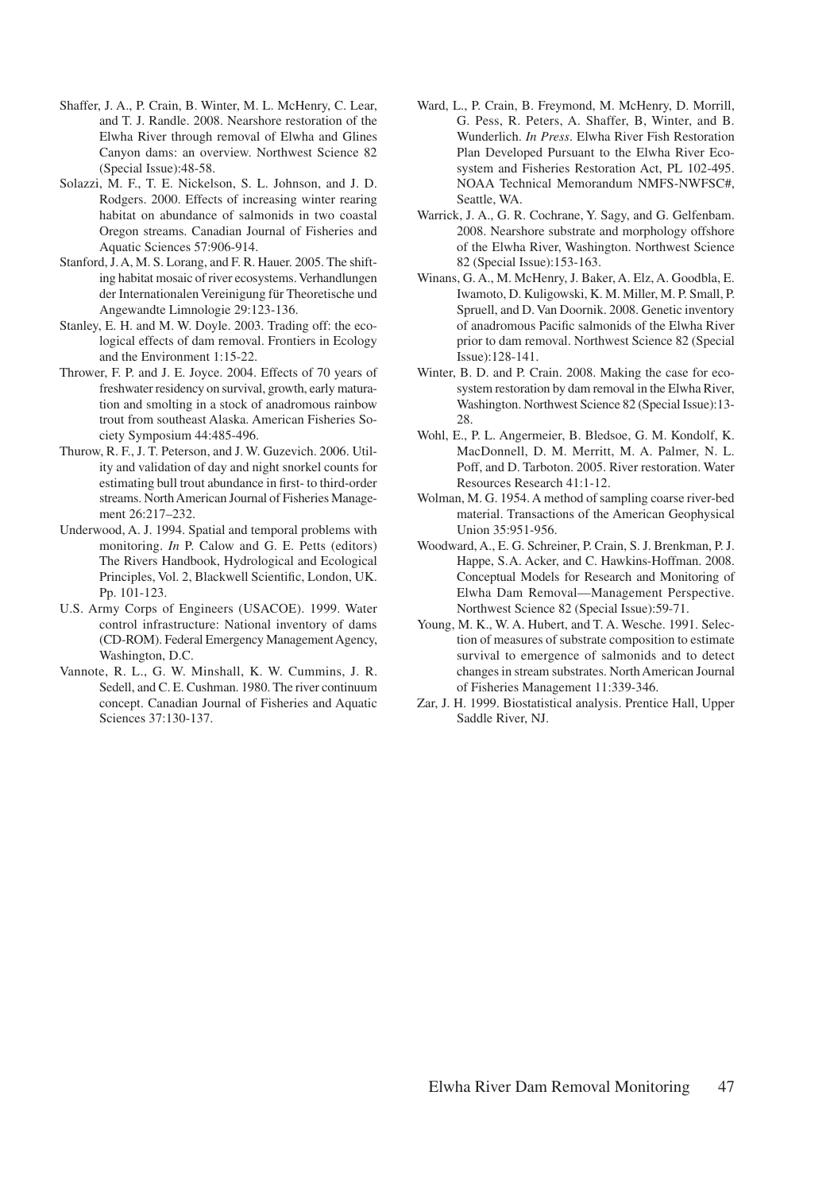Shaffer, J. A., P. Crain, B. Winter, M. L. McHenry, C. Lear, and T. J. Randle. 2008. Nearshore restoration of the Elwha River through removal of Elwha and Glines Canyon dams: an overview. Northwest Science 82 (Special Issue):48-58.

Solazzi, M. F., T. E. Nickelson, S. L. Johnson, and J. D. Rodgers. 2000. Effects of increasing winter rearing habitat on abundance of salmonids in two coastal Oregon streams. Canadian Journal of Fisheries and Aquatic Sciences 57:906-914.

Stanford, J. A, M. S. Lorang, and F. R. Hauer. 2005. The shifting habitat mosaic of river ecosystems. Verhandlungen der Internationalen Vereinigung für Theoretische und Angewandte Limnologie 29:123-136.

Stanley, E. H. and M. W. Doyle. 2003. Trading off: the ecological effects of dam removal. Frontiers in Ecology and the Environment 1:15-22.

Thrower, F. P. and J. E. Joyce. 2004. Effects of 70 years of freshwater residency on survival, growth, early maturation and smolting in a stock of anadromous rainbow trout from southeast Alaska. American Fisheries Society Symposium 44:485-496.

Thurow, R. F., J. T. Peterson, and J. W. Guzevich. 2006. Utility and validation of day and night snorkel counts for estimating bull trout abundance in first- to third-order streams. North American Journal of Fisheries Management 26:217–232.

Underwood, A. J. 1994. Spatial and temporal problems with monitoring. *In* P. Calow and G. E. Petts (editors) The Rivers Handbook, Hydrological and Ecological Principles, Vol. 2, Blackwell Scientific, London, UK. Pp. 101-123.

U.S. Army Corps of Engineers (USACOE). 1999. Water control infrastructure: National inventory of dams (CD-ROM). Federal Emergency Management Agency, Washington, D.C.

Vannote, R. L., G. W. Minshall, K. W. Cummins, J. R. Sedell, and C. E. Cushman. 1980. The river continuum concept. Canadian Journal of Fisheries and Aquatic Sciences 37:130-137.

Ward, L., P. Crain, B. Freymond, M. McHenry, D. Morrill, G. Pess, R. Peters, A. Shaffer, B, Winter, and B. Wunderlich. *In Press*. Elwha River Fish Restoration Plan Developed Pursuant to the Elwha River Ecosystem and Fisheries Restoration Act, PL 102-495. NOAA Technical Memorandum NMFS-NWFSC#, Seattle, WA.

Warrick, J. A., G. R. Cochrane, Y. Sagy, and G. Gelfenbam. 2008. Nearshore substrate and morphology offshore of the Elwha River, Washington. Northwest Science 82 (Special Issue):153-163.

Winans, G. A., M. McHenry, J. Baker, A. Elz, A. Goodbla, E. Iwamoto, D. Kuligowski, K. M. Miller, M. P. Small, P. Spruell, and D. Van Doornik. 2008. Genetic inventory of anadromous Pacific salmonids of the Elwha River prior to dam removal. Northwest Science 82 (Special Issue):128-141.

Winter, B. D. and P. Crain. 2008. Making the case for ecosystem restoration by dam removal in the Elwha River, Washington. Northwest Science 82 (Special Issue):13-28.

Wohl, E., P. L. Angermeier, B. Bledsoe, G. M. Kondolf, K. MacDonnell, D. M. Merritt, M. A. Palmer, N. L. Poff, and D. Tarboton. 2005. River restoration. Water Resources Research 41:1-12.

Wolman, M. G. 1954. A method of sampling coarse river-bed material. Transactions of the American Geophysical Union 35:951-956.

Woodward, A., E. G. Schreiner, P. Crain, S. J. Brenkman, P. J. Happe, S. A. Acker, and C. Hawkins-Hoffman. 2008. Conceptual Models for Research and Monitoring of Elwha Dam Removal—Management Perspective. Northwest Science 82 (Special Issue):59-71.

Young, M. K., W. A. Hubert, and T. A. Wesche. 1991. Selection of measures of substrate composition to estimate survival to emergence of salmonids and to detect changes in stream substrates. North American Journal of Fisheries Management 11:339-346.

Zar, J. H. 1999. Biostatistical analysis. Prentice Hall, Upper Saddle River, NJ.